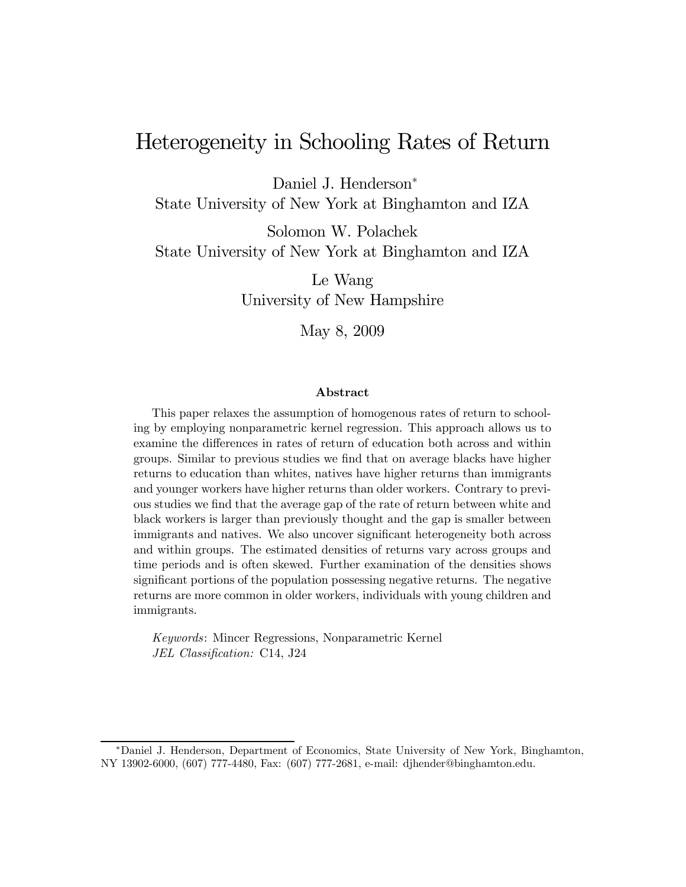# Heterogeneity in Schooling Rates of Return

Daniel J. Henderson[*]
State University of New York at Binghamton and IZA

Solomon W. Polachek
State University of New York at Binghamton and IZA

Le Wang
University of New Hampshire

May 8, 2009

### Abstract

This paper relaxes the assumption of homogenous rates of return to schooling by employing nonparametric kernel regression. This approach allows us to examine the differences in rates of return of education both across and within groups. Similar to previous studies we find that on average blacks have higher returns to education than whites, natives have higher returns than immigrants and younger workers have higher returns than older workers. Contrary to previous studies we find that the average gap of the rate of return between white and black workers is larger than previously thought and the gap is smaller between immigrants and natives. We also uncover significant heterogeneity both across and within groups. The estimated densities of returns vary across groups and time periods and is often skewed. Further examination of the densities shows significant portions of the population possessing negative returns. The negative returns are more common in older workers, individuals with young children and immigrants.

*Keywords*: Mincer Regressions, Nonparametric Kernel
*JEL Classification:* C14, J24

[*]Daniel J. Henderson, Department of Economics, State University of New York, Binghamton, NY 13902-6000, (607) 777-4480, Fax: (607) 777-2681, e-mail: djhender@binghamton.edu.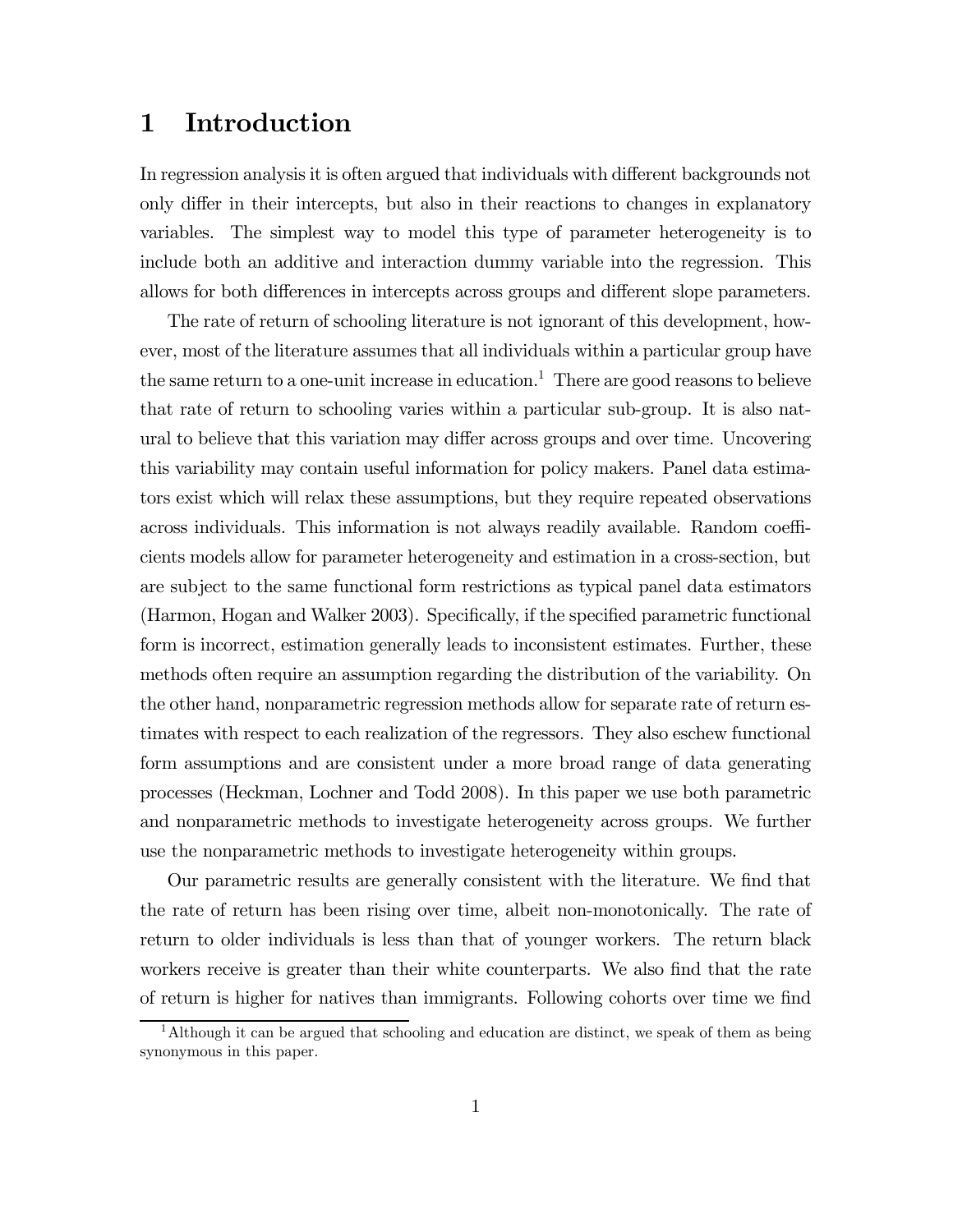# 1 Introduction

In regression analysis it is often argued that individuals with different backgrounds not only differ in their intercepts, but also in their reactions to changes in explanatory variables. The simplest way to model this type of parameter heterogeneity is to include both an additive and interaction dummy variable into the regression. This allows for both differences in intercepts across groups and different slope parameters.

The rate of return of schooling literature is not ignorant of this development, however, most of the literature assumes that all individuals within a particular group have the same return to a one-unit increase in education.[1] There are good reasons to believe that rate of return to schooling varies within a particular sub-group. It is also natural to believe that this variation may differ across groups and over time. Uncovering this variability may contain useful information for policy makers. Panel data estimators exist which will relax these assumptions, but they require repeated observations across individuals. This information is not always readily available. Random coefficients models allow for parameter heterogeneity and estimation in a cross-section, but are subject to the same functional form restrictions as typical panel data estimators (Harmon, Hogan and Walker 2003). Specifically, if the specified parametric functional form is incorrect, estimation generally leads to inconsistent estimates. Further, these methods often require an assumption regarding the distribution of the variability. On the other hand, nonparametric regression methods allow for separate rate of return estimates with respect to each realization of the regressors. They also eschew functional form assumptions and are consistent under a more broad range of data generating processes (Heckman, Lochner and Todd 2008). In this paper we use both parametric and nonparametric methods to investigate heterogeneity across groups. We further use the nonparametric methods to investigate heterogeneity within groups.

Our parametric results are generally consistent with the literature. We find that the rate of return has been rising over time, albeit non-monotonically. The rate of return to older individuals is less than that of younger workers. The return black workers receive is greater than their white counterparts. We also find that the rate of return is higher for natives than immigrants. Following cohorts over time we find

[1] Although it can be argued that schooling and education are distinct, we speak of them as being synonymous in this paper.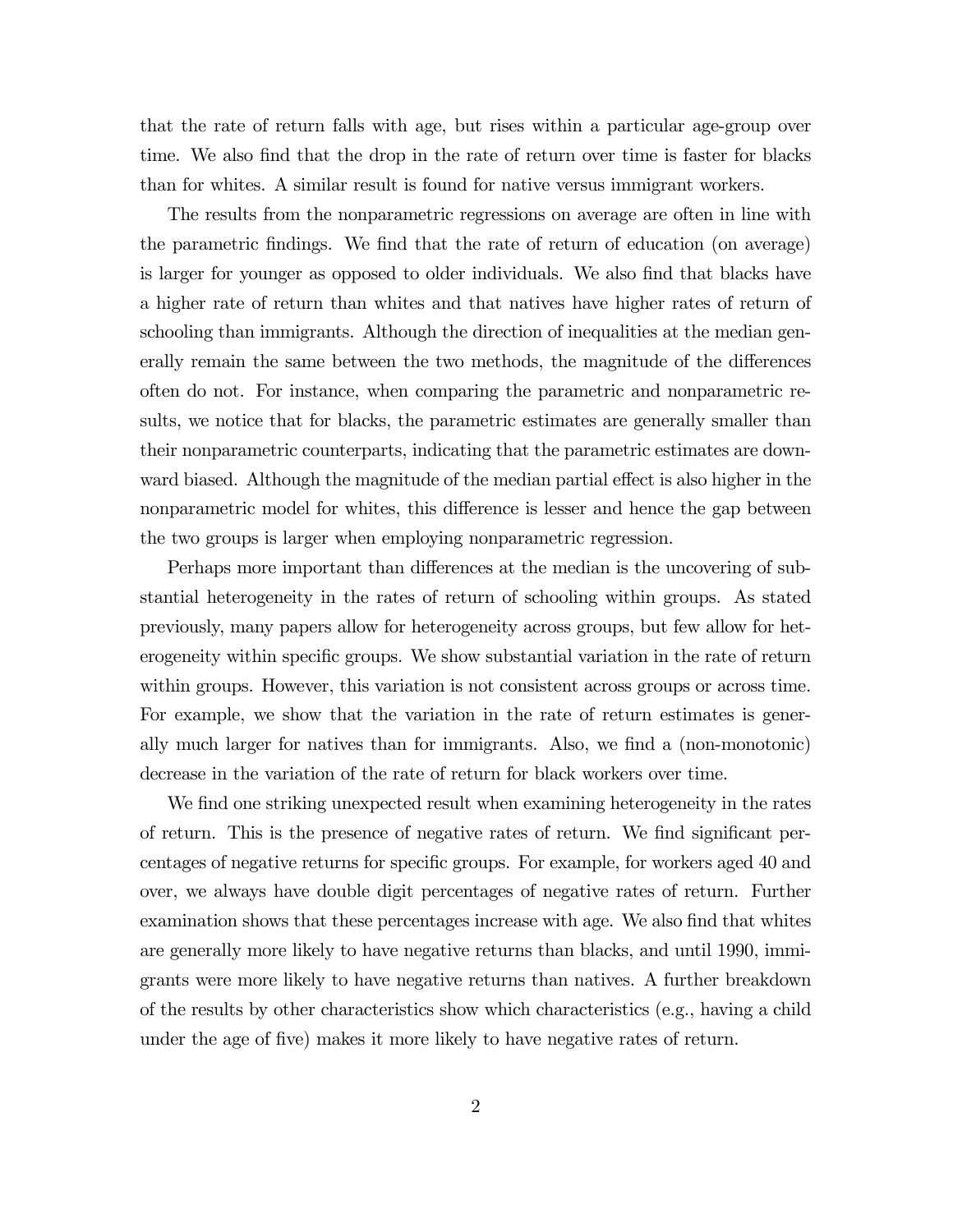that the rate of return falls with age, but rises within a particular age-group over time. We also find that the drop in the rate of return over time is faster for blacks than for whites. A similar result is found for native versus immigrant workers.

The results from the nonparametric regressions on average are often in line with the parametric findings. We find that the rate of return of education (on average) is larger for younger as opposed to older individuals. We also find that blacks have a higher rate of return than whites and that natives have higher rates of return of schooling than immigrants. Although the direction of inequalities at the median generally remain the same between the two methods, the magnitude of the differences often do not. For instance, when comparing the parametric and nonparametric results, we notice that for blacks, the parametric estimates are generally smaller than their nonparametric counterparts, indicating that the parametric estimates are downward biased. Although the magnitude of the median partial effect is also higher in the nonparametric model for whites, this difference is lesser and hence the gap between the two groups is larger when employing nonparametric regression.

Perhaps more important than differences at the median is the uncovering of substantial heterogeneity in the rates of return of schooling within groups. As stated previously, many papers allow for heterogeneity across groups, but few allow for heterogeneity within specific groups. We show substantial variation in the rate of return within groups. However, this variation is not consistent across groups or across time. For example, we show that the variation in the rate of return estimates is generally much larger for natives than for immigrants. Also, we find a (non-monotonic) decrease in the variation of the rate of return for black workers over time.

We find one striking unexpected result when examining heterogeneity in the rates of return. This is the presence of negative rates of return. We find significant percentages of negative returns for specific groups. For example, for workers aged 40 and over, we always have double digit percentages of negative rates of return. Further examination shows that these percentages increase with age. We also find that whites are generally more likely to have negative returns than blacks, and until 1990, immigrants were more likely to have negative returns than natives. A further breakdown of the results by other characteristics show which characteristics (e.g., having a child under the age of five) makes it more likely to have negative rates of return.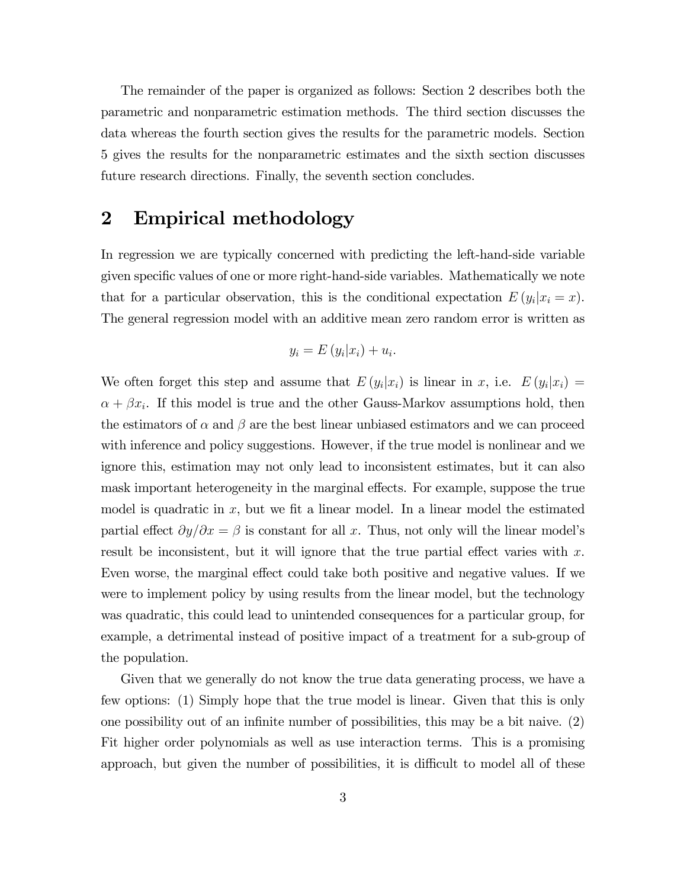The remainder of the paper is organized as follows: Section 2 describes both the parametric and nonparametric estimation methods. The third section discusses the data whereas the fourth section gives the results for the parametric models. Section 5 gives the results for the nonparametric estimates and the sixth section discusses future research directions. Finally, the seventh section concludes.

## 2 Empirical methodology

In regression we are typically concerned with predicting the left-hand-side variable given specific values of one or more right-hand-side variables. Mathematically we note that for a particular observation, this is the conditional expectation $E(y_i|x_i = x)$. The general regression model with an additive mean zero random error is written as

$$y_i = E(y_i|x_i) + u_i.$$

We often forget this step and assume that $E(y_i|x_i)$ is linear in $x$, i.e. $E(y_i|x_i) = \alpha + \beta x_i$. If this model is true and the other Gauss-Markov assumptions hold, then the estimators of $\alpha$ and $\beta$ are the best linear unbiased estimators and we can proceed with inference and policy suggestions. However, if the true model is nonlinear and we ignore this, estimation may not only lead to inconsistent estimates, but it can also mask important heterogeneity in the marginal effects. For example, suppose the true model is quadratic in $x$, but we fit a linear model. In a linear model the estimated partial effect $\partial y/\partial x = \beta$ is constant for all $x$. Thus, not only will the linear model's result be inconsistent, but it will ignore that the true partial effect varies with $x$. Even worse, the marginal effect could take both positive and negative values. If we were to implement policy by using results from the linear model, but the technology was quadratic, this could lead to unintended consequences for a particular group, for example, a detrimental instead of positive impact of a treatment for a sub-group of the population.

Given that we generally do not know the true data generating process, we have a few options: (1) Simply hope that the true model is linear. Given that this is only one possibility out of an infinite number of possibilities, this may be a bit naive. (2) Fit higher order polynomials as well as use interaction terms. This is a promising approach, but given the number of possibilities, it is difficult to model all of these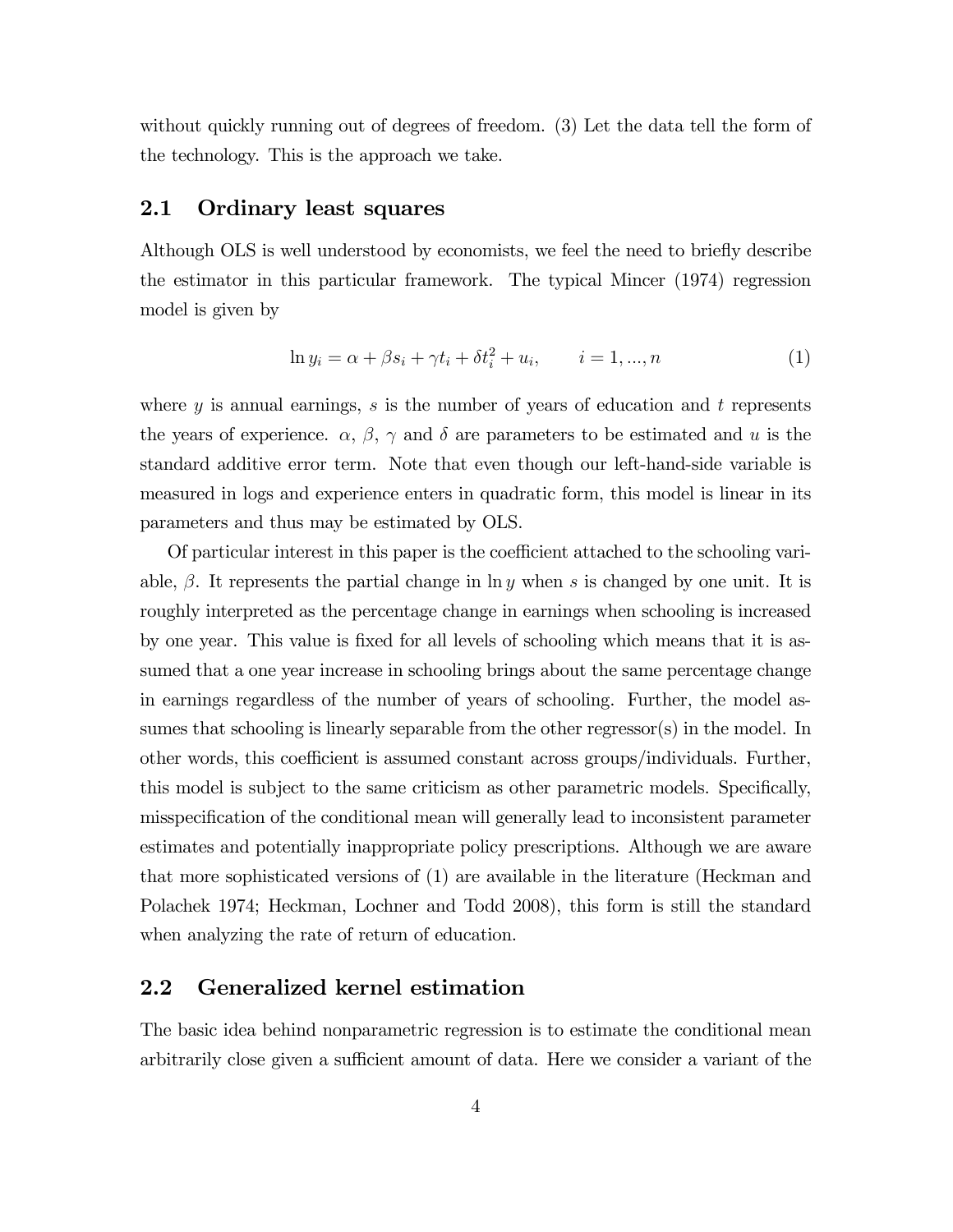without quickly running out of degrees of freedom. (3) Let the data tell the form of the technology. This is the approach we take.

## 2.1 Ordinary least squares

Although OLS is well understood by economists, we feel the need to briefly describe the estimator in this particular framework. The typical Mincer (1974) regression model is given by

$$\ln y_i = \alpha + \beta s_i + \gamma t_i + \delta t_i^2 + u_i, \qquad i = 1, ..., n \tag{1}$$

where $y$ is annual earnings, $s$ is the number of years of education and $t$ represents the years of experience. $\alpha$, $\beta$, $\gamma$ and $\delta$ are parameters to be estimated and $u$ is the standard additive error term. Note that even though our left-hand-side variable is measured in logs and experience enters in quadratic form, this model is linear in its parameters and thus may be estimated by OLS.

Of particular interest in this paper is the coefficient attached to the schooling variable, $\beta$. It represents the partial change in $\ln y$ when $s$ is changed by one unit. It is roughly interpreted as the percentage change in earnings when schooling is increased by one year. This value is fixed for all levels of schooling which means that it is assumed that a one year increase in schooling brings about the same percentage change in earnings regardless of the number of years of schooling. Further, the model assumes that schooling is linearly separable from the other regressor(s) in the model. In other words, this coefficient is assumed constant across groups/individuals. Further, this model is subject to the same criticism as other parametric models. Specifically, misspecification of the conditional mean will generally lead to inconsistent parameter estimates and potentially inappropriate policy prescriptions. Although we are aware that more sophisticated versions of (1) are available in the literature (Heckman and Polachek 1974; Heckman, Lochner and Todd 2008), this form is still the standard when analyzing the rate of return of education.

## 2.2 Generalized kernel estimation

The basic idea behind nonparametric regression is to estimate the conditional mean arbitrarily close given a sufficient amount of data. Here we consider a variant of the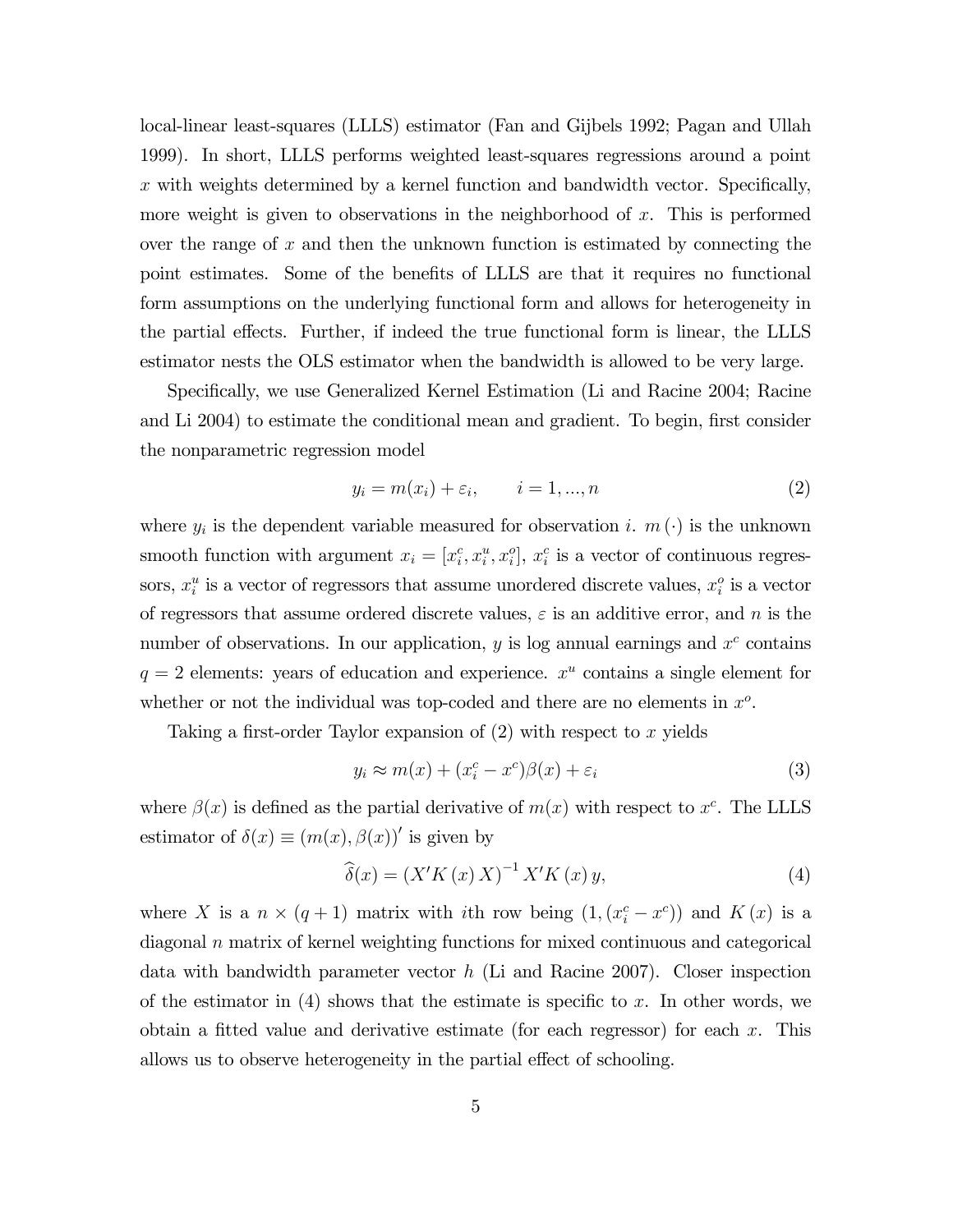local-linear least-squares (LLLS) estimator (Fan and Gijbels 1992; Pagan and Ullah 1999). In short, LLLS performs weighted least-squares regressions around a point $x$ with weights determined by a kernel function and bandwidth vector. Specifically, more weight is given to observations in the neighborhood of $x$. This is performed over the range of $x$ and then the unknown function is estimated by connecting the point estimates. Some of the benefits of LLLS are that it requires no functional form assumptions on the underlying functional form and allows for heterogeneity in the partial effects. Further, if indeed the true functional form is linear, the LLLS estimator nests the OLS estimator when the bandwidth is allowed to be very large.

Specifically, we use Generalized Kernel Estimation (Li and Racine 2004; Racine and Li 2004) to estimate the conditional mean and gradient. To begin, first consider the nonparametric regression model

$$y_i = m(x_i) + \varepsilon_i, \qquad i = 1, ..., n \tag{2}$$

where $y_i$ is the dependent variable measured for observation $i$. $m(\cdot)$ is the unknown smooth function with argument $x_i = [x_i^c, x_i^u, x_i^o]$, $x_i^c$ is a vector of continuous regressors, $x_i^u$ is a vector of regressors that assume unordered discrete values, $x_i^o$ is a vector of regressors that assume ordered discrete values, $\varepsilon$ is an additive error, and $n$ is the number of observations. In our application, $y$ is log annual earnings and $x^c$ contains $q = 2$ elements: years of education and experience. $x^u$ contains a single element for whether or not the individual was top-coded and there are no elements in $x^o$.

Taking a first-order Taylor expansion of (2) with respect to $x$ yields

$$y_i \approx m(x) + (x_i^c - x^c)\beta(x) + \varepsilon_i \tag{3}$$

where $\beta(x)$ is defined as the partial derivative of $m(x)$ with respect to $x^c$. The LLLS estimator of $\delta(x) \equiv (m(x), \beta(x))'$ is given by

$$\widehat{\delta}(x) = \left(X'K(x)X\right)^{-1} X'K(x)y, \tag{4}$$

where $X$ is a $n \times (q+1)$ matrix with $i$th row being $(1, (x_i^c - x^c))$ and $K(x)$ is a diagonal $n$ matrix of kernel weighting functions for mixed continuous and categorical data with bandwidth parameter vector $h$ (Li and Racine 2007). Closer inspection of the estimator in (4) shows that the estimate is specific to $x$. In other words, we obtain a fitted value and derivative estimate (for each regressor) for each $x$. This allows us to observe heterogeneity in the partial effect of schooling.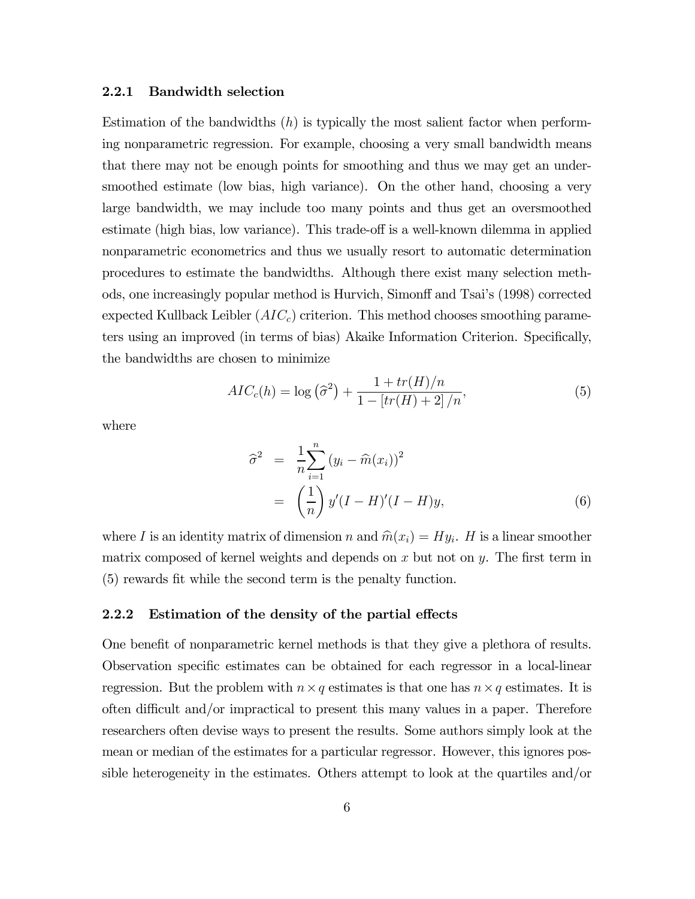### 2.2.1 Bandwidth selection

Estimation of the bandwidths ($h$) is typically the most salient factor when performing nonparametric regression. For example, choosing a very small bandwidth means that there may not be enough points for smoothing and thus we may get an undersmoothed estimate (low bias, high variance). On the other hand, choosing a very large bandwidth, we may include too many points and thus get an oversmoothed estimate (high bias, low variance). This trade-off is a well-known dilemma in applied nonparametric econometrics and thus we usually resort to automatic determination procedures to estimate the bandwidths. Although there exist many selection methods, one increasingly popular method is Hurvich, Simonff and Tsai's (1998) corrected expected Kullback Leibler ($AIC_c$) criterion. This method chooses smoothing parameters using an improved (in terms of bias) Akaike Information Criterion. Specifically, the bandwidths are chosen to minimize

$$AIC_c(h) = \log\left(\widehat{\sigma}^2\right) + \frac{1 + tr(H)/n}{1 - [tr(H) + 2]/n}, \tag{5}$$

where

$$\begin{aligned}
\widehat{\sigma}^2 &= \frac{1}{n}\sum_{i=1}^{n} \left(y_i - \widehat{m}(x_i)\right)^2 \\
&= \left(\frac{1}{n}\right) y'(I - H)'(I - H)y,
\end{aligned} \tag{6}$$

where $I$ is an identity matrix of dimension $n$ and $\widehat{m}(x_i) = Hy_i$. $H$ is a linear smoother matrix composed of kernel weights and depends on $x$ but not on $y$. The first term in (5) rewards fit while the second term is the penalty function.

### 2.2.2 Estimation of the density of the partial effects

One benefit of nonparametric kernel methods is that they give a plethora of results. Observation specific estimates can be obtained for each regressor in a local-linear regression. But the problem with $n \times q$ estimates is that one has $n \times q$ estimates. It is often difficult and/or impractical to present this many values in a paper. Therefore researchers often devise ways to present the results. Some authors simply look at the mean or median of the estimates for a particular regressor. However, this ignores possible heterogeneity in the estimates. Others attempt to look at the quartiles and/or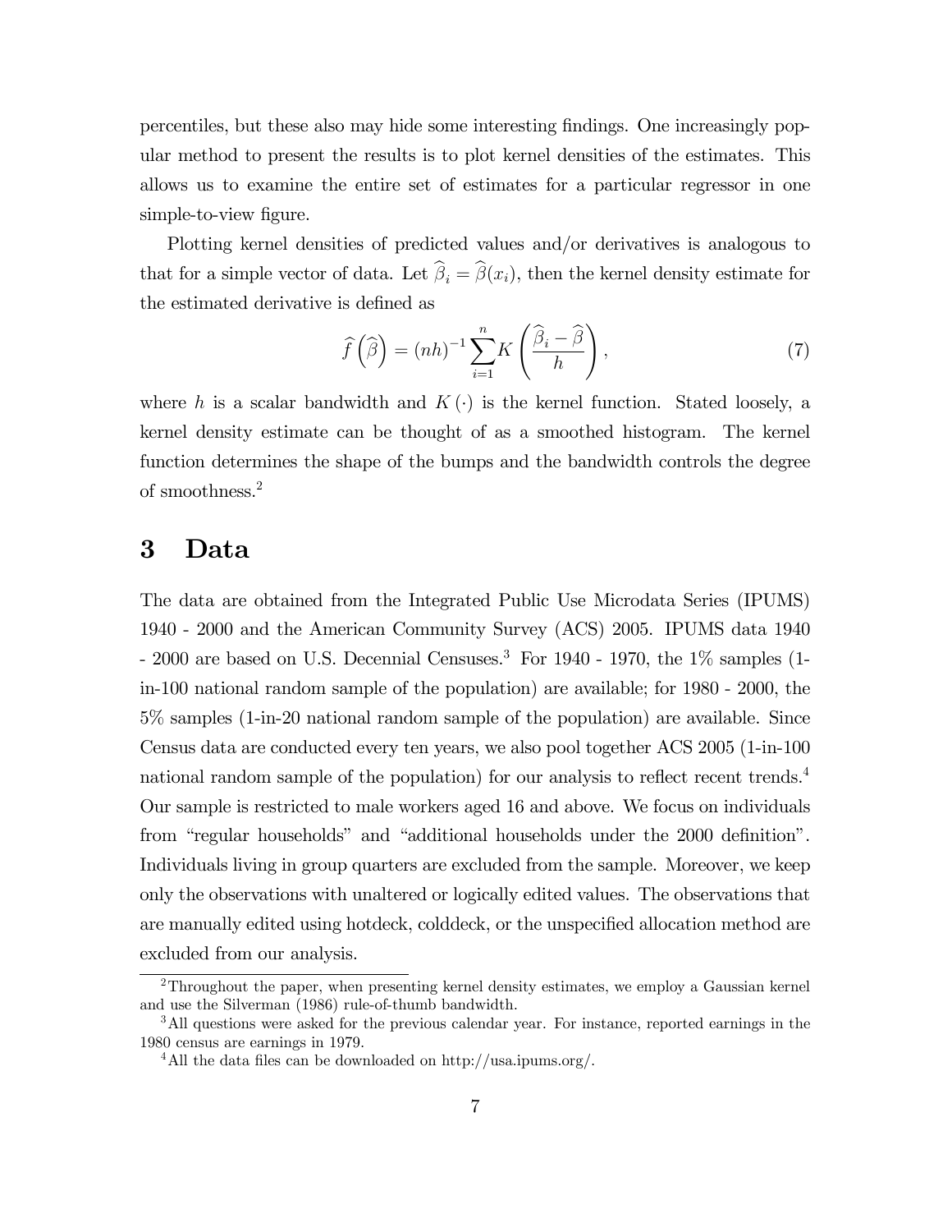percentiles, but these also may hide some interesting findings. One increasingly popular method to present the results is to plot kernel densities of the estimates. This allows us to examine the entire set of estimates for a particular regressor in one simple-to-view figure.

Plotting kernel densities of predicted values and/or derivatives is analogous to that for a simple vector of data. Let $\widehat{\beta}_i = \widehat{\beta}(x_i)$, then the kernel density estimate for the estimated derivative is defined as

$$\widehat{f}\left(\widehat{\beta}\right) = (nh)^{-1} \sum_{i=1}^{n} K\left(\frac{\widehat{\beta}_i - \widehat{\beta}}{h}\right), \tag{7}$$

where $h$ is a scalar bandwidth and $K(\cdot)$ is the kernel function. Stated loosely, a kernel density estimate can be thought of as a smoothed histogram. The kernel function determines the shape of the bumps and the bandwidth controls the degree of smoothness.[2]

## 3 Data

The data are obtained from the Integrated Public Use Microdata Series (IPUMS) 1940 - 2000 and the American Community Survey (ACS) 2005. IPUMS data 1940 - 2000 are based on U.S. Decennial Censuses.[3] For 1940 - 1970, the 1% samples (1-in-100 national random sample of the population) are available; for 1980 - 2000, the 5% samples (1-in-20 national random sample of the population) are available. Since Census data are conducted every ten years, we also pool together ACS 2005 (1-in-100 national random sample of the population) for our analysis to reflect recent trends.[4] Our sample is restricted to male workers aged 16 and above. We focus on individuals from "regular households" and "additional households under the 2000 definition". Individuals living in group quarters are excluded from the sample. Moreover, we keep only the observations with unaltered or logically edited values. The observations that are manually edited using hotdeck, colddeck, or the unspecified allocation method are excluded from our analysis.

[2] Throughout the paper, when presenting kernel density estimates, we employ a Gaussian kernel and use the Silverman (1986) rule-of-thumb bandwidth.

[3] All questions were asked for the previous calendar year. For instance, reported earnings in the 1980 census are earnings in 1979.

[4] All the data files can be downloaded on http://usa.ipums.org/.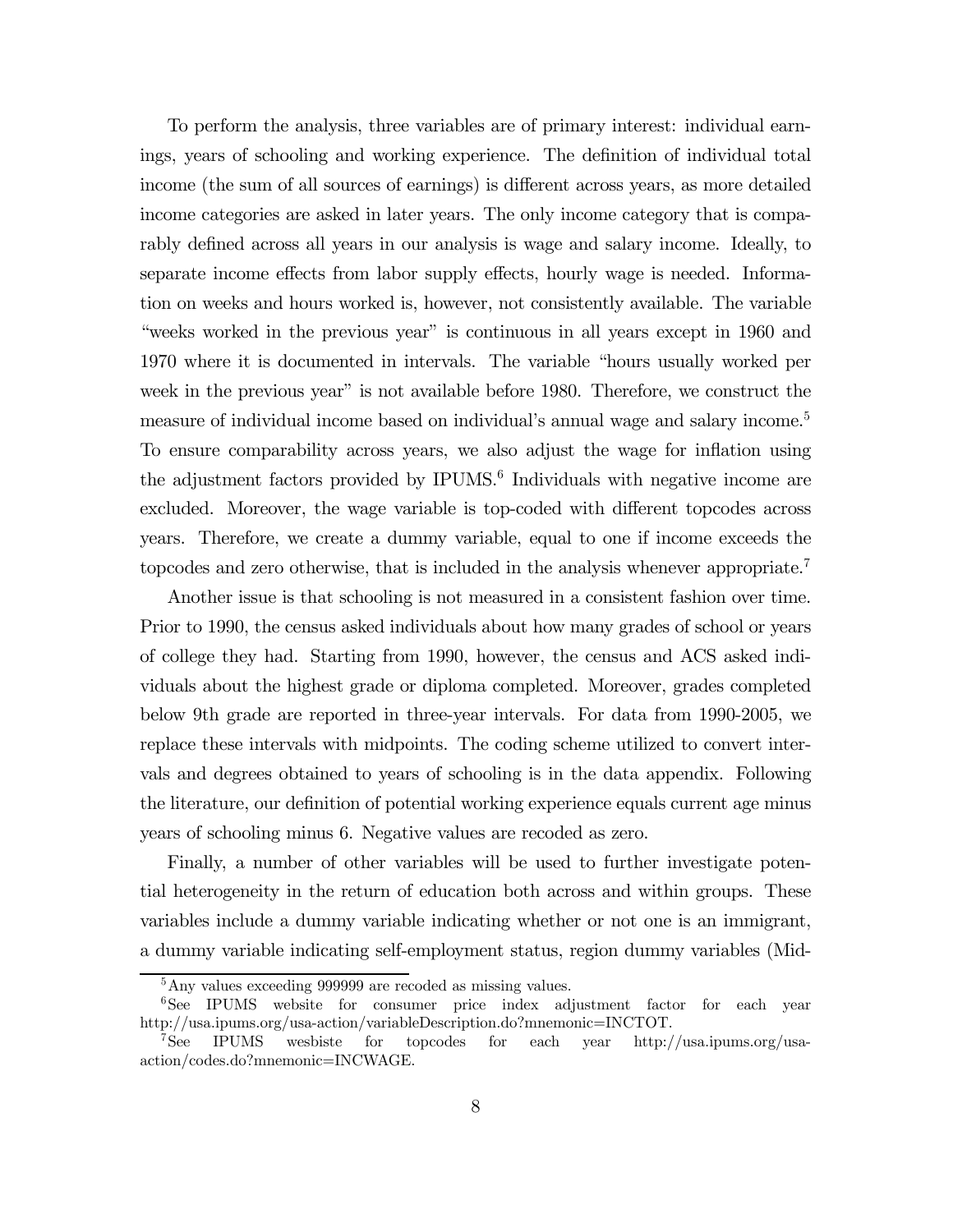To perform the analysis, three variables are of primary interest: individual earnings, years of schooling and working experience. The definition of individual total income (the sum of all sources of earnings) is different across years, as more detailed income categories are asked in later years. The only income category that is comparably defined across all years in our analysis is wage and salary income. Ideally, to separate income effects from labor supply effects, hourly wage is needed. Information on weeks and hours worked is, however, not consistently available. The variable "weeks worked in the previous year" is continuous in all years except in 1960 and 1970 where it is documented in intervals. The variable "hours usually worked per week in the previous year" is not available before 1980. Therefore, we construct the measure of individual income based on individual's annual wage and salary income.[5] To ensure comparability across years, we also adjust the wage for inflation using the adjustment factors provided by IPUMS.[6] Individuals with negative income are excluded. Moreover, the wage variable is top-coded with different topcodes across years. Therefore, we create a dummy variable, equal to one if income exceeds the topcodes and zero otherwise, that is included in the analysis whenever appropriate.[7]

Another issue is that schooling is not measured in a consistent fashion over time. Prior to 1990, the census asked individuals about how many grades of school or years of college they had. Starting from 1990, however, the census and ACS asked individuals about the highest grade or diploma completed. Moreover, grades completed below 9th grade are reported in three-year intervals. For data from 1990-2005, we replace these intervals with midpoints. The coding scheme utilized to convert intervals and degrees obtained to years of schooling is in the data appendix. Following the literature, our definition of potential working experience equals current age minus years of schooling minus 6. Negative values are recoded as zero.

Finally, a number of other variables will be used to further investigate potential heterogeneity in the return of education both across and within groups. These variables include a dummy variable indicating whether or not one is an immigrant, a dummy variable indicating self-employment status, region dummy variables (Mid-

---

[5] Any values exceeding 999999 are recoded as missing values.

[6] See IPUMS website for consumer price index adjustment factor for each year http://usa.ipums.org/usa-action/variableDescription.do?mnemonic=INCTOT.

[7] See IPUMS wesbiste for topcodes for each year http://usa.ipums.org/usa-action/codes.do?mnemonic=INCWAGE.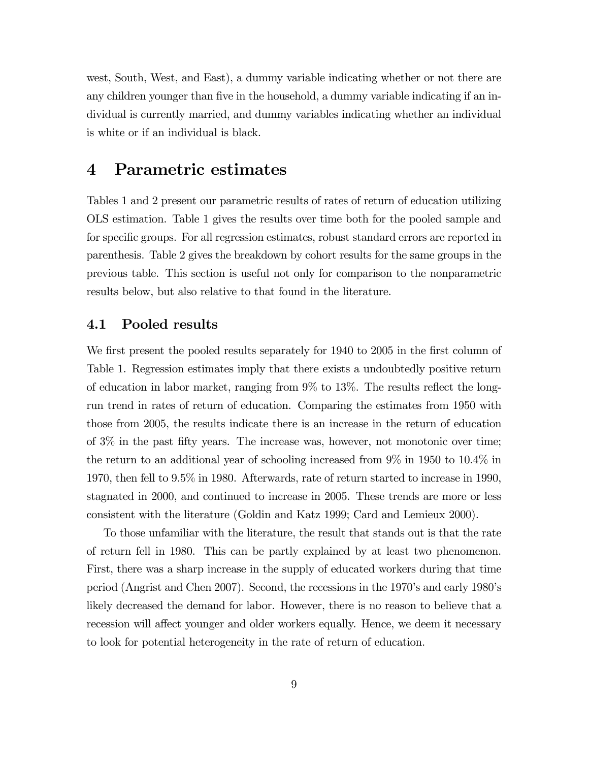west, South, West, and East), a dummy variable indicating whether or not there are any children younger than five in the household, a dummy variable indicating if an individual is currently married, and dummy variables indicating whether an individual is white or if an individual is black.

# 4 Parametric estimates

Tables 1 and 2 present our parametric results of rates of return of education utilizing OLS estimation. Table 1 gives the results over time both for the pooled sample and for specific groups. For all regression estimates, robust standard errors are reported in parenthesis. Table 2 gives the breakdown by cohort results for the same groups in the previous table. This section is useful not only for comparison to the nonparametric results below, but also relative to that found in the literature.

## 4.1 Pooled results

We first present the pooled results separately for 1940 to 2005 in the first column of Table 1. Regression estimates imply that there exists a undoubtedly positive return of education in labor market, ranging from 9% to 13%. The results reflect the long-run trend in rates of return of education. Comparing the estimates from 1950 with those from 2005, the results indicate there is an increase in the return of education of 3% in the past fifty years. The increase was, however, not monotonic over time; the return to an additional year of schooling increased from 9% in 1950 to 10.4% in 1970, then fell to 9.5% in 1980. Afterwards, rate of return started to increase in 1990, stagnated in 2000, and continued to increase in 2005. These trends are more or less consistent with the literature (Goldin and Katz 1999; Card and Lemieux 2000).

To those unfamiliar with the literature, the result that stands out is that the rate of return fell in 1980. This can be partly explained by at least two phenomenon. First, there was a sharp increase in the supply of educated workers during that time period (Angrist and Chen 2007). Second, the recessions in the 1970's and early 1980's likely decreased the demand for labor. However, there is no reason to believe that a recession will affect younger and older workers equally. Hence, we deem it necessary to look for potential heterogeneity in the rate of return of education.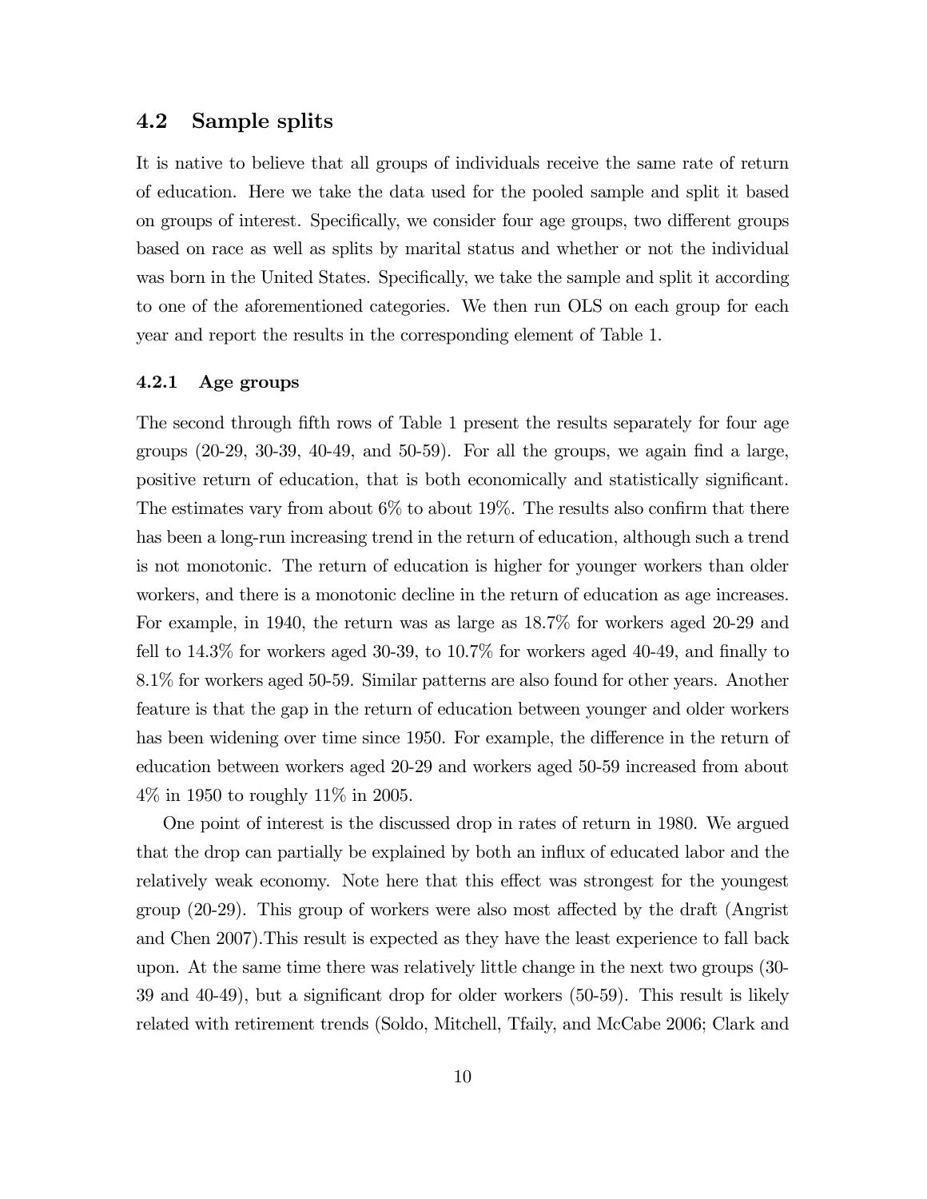## 4.2 Sample splits

It is native to believe that all groups of individuals receive the same rate of return of education. Here we take the data used for the pooled sample and split it based on groups of interest. Specifically, we consider four age groups, two different groups based on race as well as splits by marital status and whether or not the individual was born in the United States. Specifically, we take the sample and split it according to one of the aforementioned categories. We then run OLS on each group for each year and report the results in the corresponding element of Table 1.

### 4.2.1 Age groups

The second through fifth rows of Table 1 present the results separately for four age groups (20-29, 30-39, 40-49, and 50-59). For all the groups, we again find a large, positive return of education, that is both economically and statistically significant. The estimates vary from about 6% to about 19%. The results also confirm that there has been a long-run increasing trend in the return of education, although such a trend is not monotonic. The return of education is higher for younger workers than older workers, and there is a monotonic decline in the return of education as age increases. For example, in 1940, the return was as large as 18.7% for workers aged 20-29 and fell to 14.3% for workers aged 30-39, to 10.7% for workers aged 40-49, and finally to 8.1% for workers aged 50-59. Similar patterns are also found for other years. Another feature is that the gap in the return of education between younger and older workers has been widening over time since 1950. For example, the difference in the return of education between workers aged 20-29 and workers aged 50-59 increased from about 4% in 1950 to roughly 11% in 2005.

One point of interest is the discussed drop in rates of return in 1980. We argued that the drop can partially be explained by both an influx of educated labor and the relatively weak economy. Note here that this effect was strongest for the youngest group (20-29). This group of workers were also most affected by the draft (Angrist and Chen 2007).This result is expected as they have the least experience to fall back upon. At the same time there was relatively little change in the next two groups (30-39 and 40-49), but a significant drop for older workers (50-59). This result is likely related with retirement trends (Soldo, Mitchell, Tfaily, and McCabe 2006; Clark and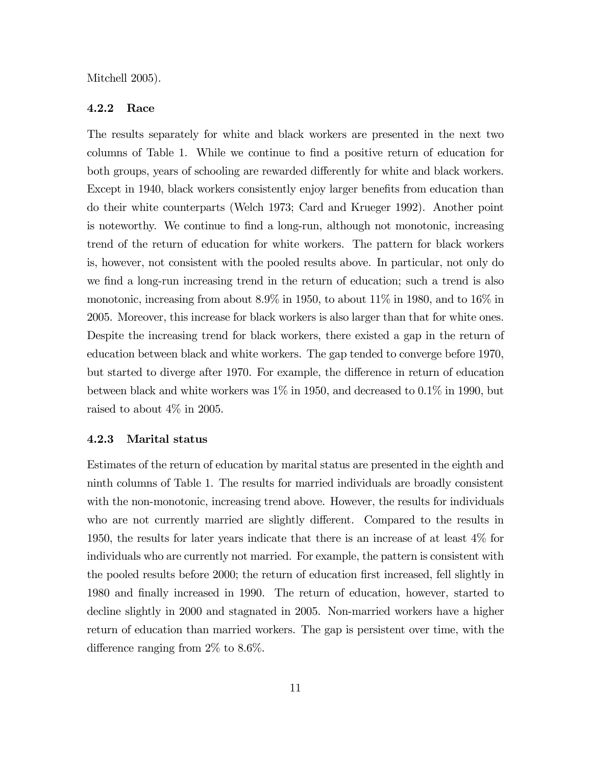Mitchell 2005).

### 4.2.2 Race

The results separately for white and black workers are presented in the next two columns of Table 1. While we continue to find a positive return of education for both groups, years of schooling are rewarded differently for white and black workers. Except in 1940, black workers consistently enjoy larger benefits from education than do their white counterparts (Welch 1973; Card and Krueger 1992). Another point is noteworthy. We continue to find a long-run, although not monotonic, increasing trend of the return of education for white workers. The pattern for black workers is, however, not consistent with the pooled results above. In particular, not only do we find a long-run increasing trend in the return of education; such a trend is also monotonic, increasing from about 8.9% in 1950, to about 11% in 1980, and to 16% in 2005. Moreover, this increase for black workers is also larger than that for white ones. Despite the increasing trend for black workers, there existed a gap in the return of education between black and white workers. The gap tended to converge before 1970, but started to diverge after 1970. For example, the difference in return of education between black and white workers was 1% in 1950, and decreased to 0.1% in 1990, but raised to about 4% in 2005.

### 4.2.3 Marital status

Estimates of the return of education by marital status are presented in the eighth and ninth columns of Table 1. The results for married individuals are broadly consistent with the non-monotonic, increasing trend above. However, the results for individuals who are not currently married are slightly different. Compared to the results in 1950, the results for later years indicate that there is an increase of at least 4% for individuals who are currently not married. For example, the pattern is consistent with the pooled results before 2000; the return of education first increased, fell slightly in 1980 and finally increased in 1990. The return of education, however, started to decline slightly in 2000 and stagnated in 2005. Non-married workers have a higher return of education than married workers. The gap is persistent over time, with the difference ranging from 2% to 8.6%.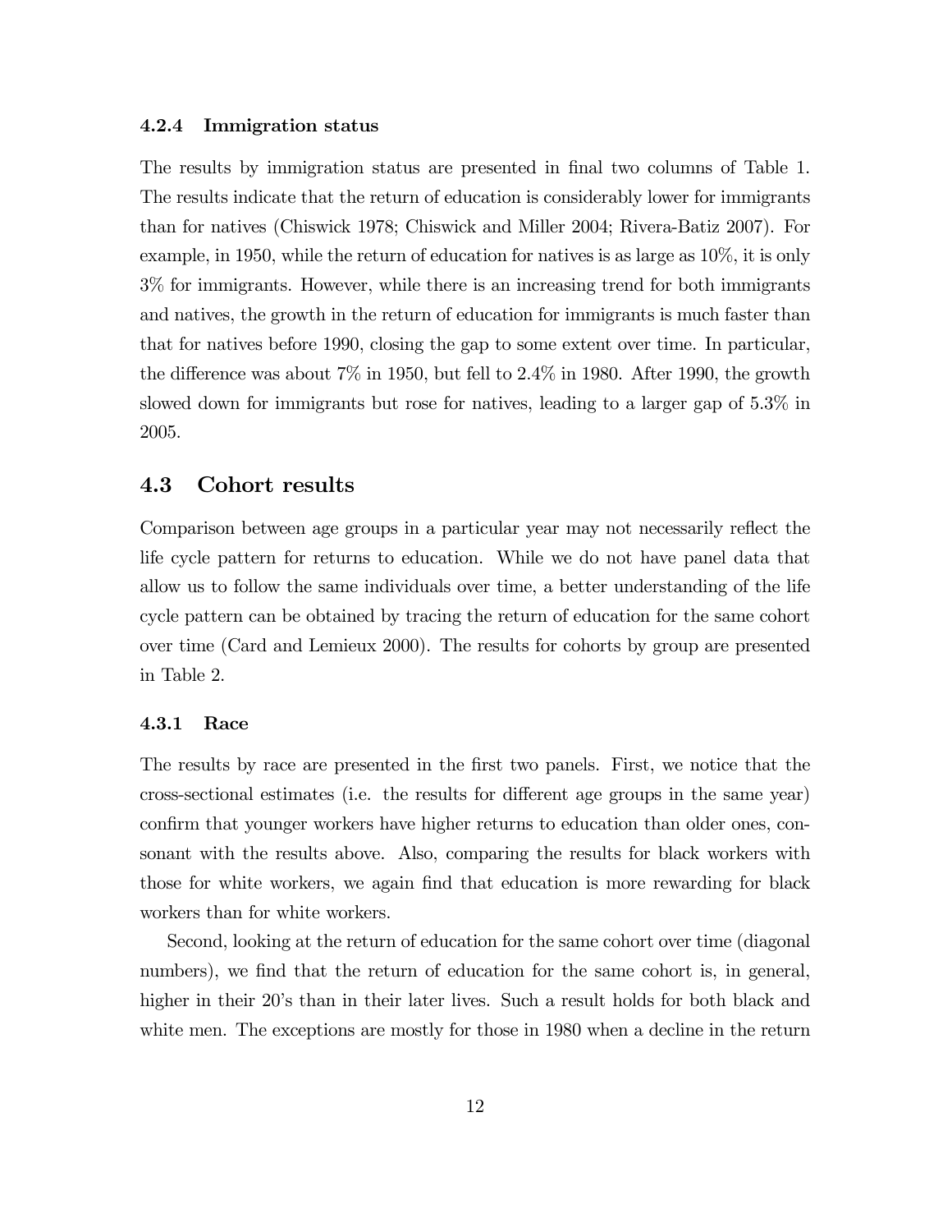#### 4.2.4 Immigration status

The results by immigration status are presented in final two columns of Table 1. The results indicate that the return of education is considerably lower for immigrants than for natives (Chiswick 1978; Chiswick and Miller 2004; Rivera-Batiz 2007). For example, in 1950, while the return of education for natives is as large as 10%, it is only 3% for immigrants. However, while there is an increasing trend for both immigrants and natives, the growth in the return of education for immigrants is much faster than that for natives before 1990, closing the gap to some extent over time. In particular, the difference was about 7% in 1950, but fell to 2.4% in 1980. After 1990, the growth slowed down for immigrants but rose for natives, leading to a larger gap of 5.3% in 2005.

### 4.3 Cohort results

Comparison between age groups in a particular year may not necessarily reflect the life cycle pattern for returns to education. While we do not have panel data that allow us to follow the same individuals over time, a better understanding of the life cycle pattern can be obtained by tracing the return of education for the same cohort over time (Card and Lemieux 2000). The results for cohorts by group are presented in Table 2.

#### 4.3.1 Race

The results by race are presented in the first two panels. First, we notice that the cross-sectional estimates (i.e. the results for different age groups in the same year) confirm that younger workers have higher returns to education than older ones, consonant with the results above. Also, comparing the results for black workers with those for white workers, we again find that education is more rewarding for black workers than for white workers.

Second, looking at the return of education for the same cohort over time (diagonal numbers), we find that the return of education for the same cohort is, in general, higher in their 20's than in their later lives. Such a result holds for both black and white men. The exceptions are mostly for those in 1980 when a decline in the return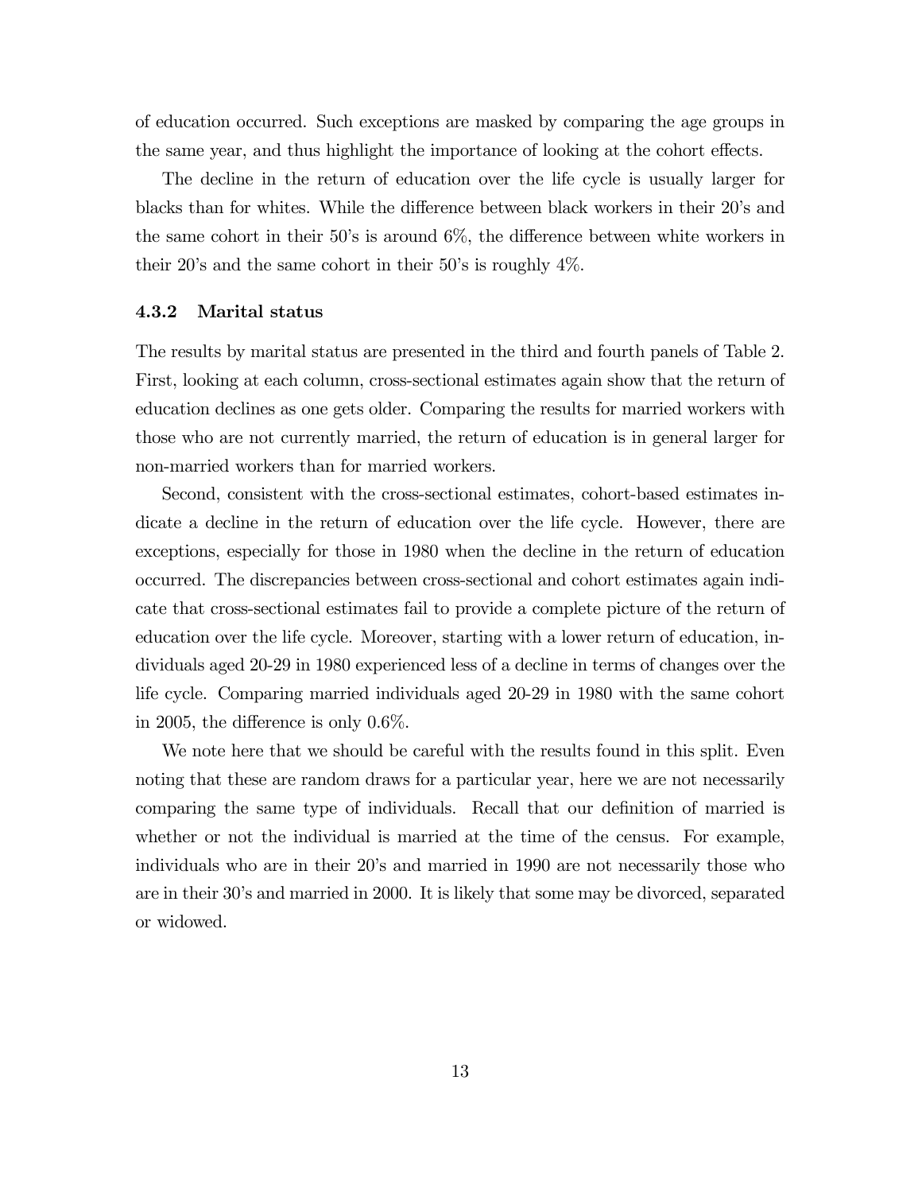of education occurred. Such exceptions are masked by comparing the age groups in the same year, and thus highlight the importance of looking at the cohort effects.

The decline in the return of education over the life cycle is usually larger for blacks than for whites. While the difference between black workers in their 20's and the same cohort in their 50's is around 6%, the difference between white workers in their 20's and the same cohort in their 50's is roughly 4%.

### 4.3.2 Marital status

The results by marital status are presented in the third and fourth panels of Table 2. First, looking at each column, cross-sectional estimates again show that the return of education declines as one gets older. Comparing the results for married workers with those who are not currently married, the return of education is in general larger for non-married workers than for married workers.

Second, consistent with the cross-sectional estimates, cohort-based estimates indicate a decline in the return of education over the life cycle. However, there are exceptions, especially for those in 1980 when the decline in the return of education occurred. The discrepancies between cross-sectional and cohort estimates again indicate that cross-sectional estimates fail to provide a complete picture of the return of education over the life cycle. Moreover, starting with a lower return of education, individuals aged 20-29 in 1980 experienced less of a decline in terms of changes over the life cycle. Comparing married individuals aged 20-29 in 1980 with the same cohort in 2005, the difference is only 0.6%.

We note here that we should be careful with the results found in this split. Even noting that these are random draws for a particular year, here we are not necessarily comparing the same type of individuals. Recall that our definition of married is whether or not the individual is married at the time of the census. For example, individuals who are in their 20's and married in 1990 are not necessarily those who are in their 30's and married in 2000. It is likely that some may be divorced, separated or widowed.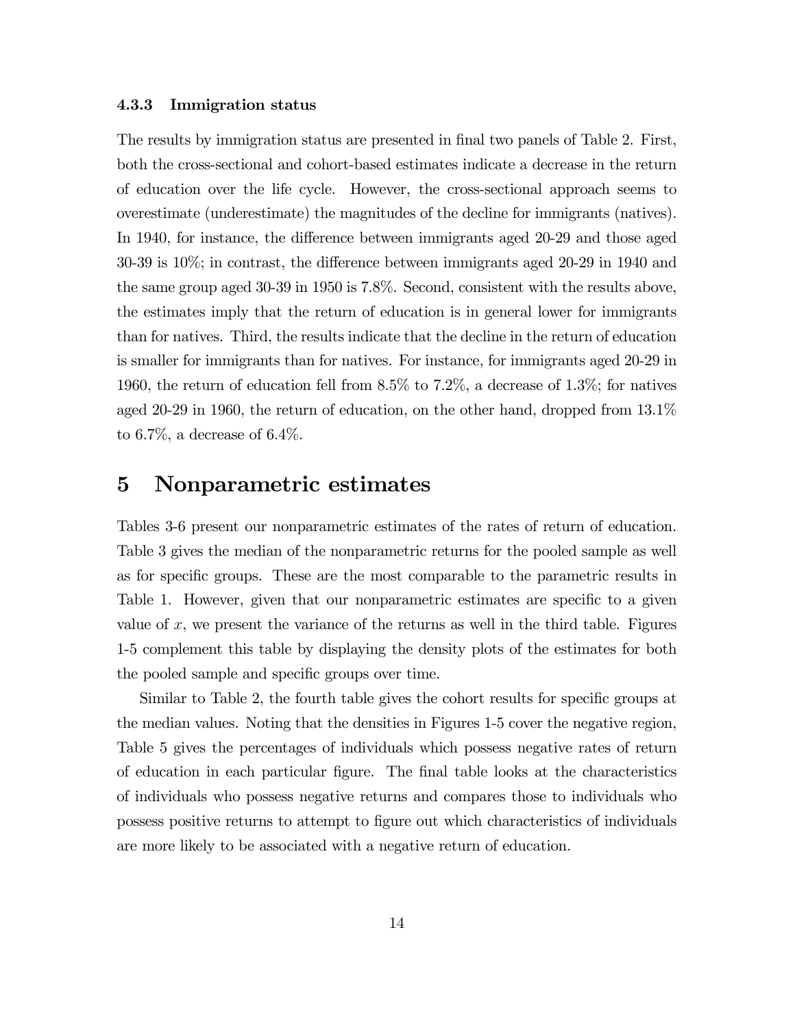#### 4.3.3 Immigration status

The results by immigration status are presented in final two panels of Table 2. First, both the cross-sectional and cohort-based estimates indicate a decrease in the return of education over the life cycle. However, the cross-sectional approach seems to overestimate (underestimate) the magnitudes of the decline for immigrants (natives). In 1940, for instance, the difference between immigrants aged 20-29 and those aged 30-39 is 10%; in contrast, the difference between immigrants aged 20-29 in 1940 and the same group aged 30-39 in 1950 is 7.8%. Second, consistent with the results above, the estimates imply that the return of education is in general lower for immigrants than for natives. Third, the results indicate that the decline in the return of education is smaller for immigrants than for natives. For instance, for immigrants aged 20-29 in 1960, the return of education fell from 8.5% to 7.2%, a decrease of 1.3%; for natives aged 20-29 in 1960, the return of education, on the other hand, dropped from 13.1% to 6.7%, a decrease of 6.4%.

# 5 Nonparametric estimates

Tables 3-6 present our nonparametric estimates of the rates of return of education. Table 3 gives the median of the nonparametric returns for the pooled sample as well as for specific groups. These are the most comparable to the parametric results in Table 1. However, given that our nonparametric estimates are specific to a given value of $x$, we present the variance of the returns as well in the third table. Figures 1-5 complement this table by displaying the density plots of the estimates for both the pooled sample and specific groups over time.

Similar to Table 2, the fourth table gives the cohort results for specific groups at the median values. Noting that the densities in Figures 1-5 cover the negative region, Table 5 gives the percentages of individuals which possess negative rates of return of education in each particular figure. The final table looks at the characteristics of individuals who possess negative returns and compares those to individuals who possess positive returns to attempt to figure out which characteristics of individuals are more likely to be associated with a negative return of education.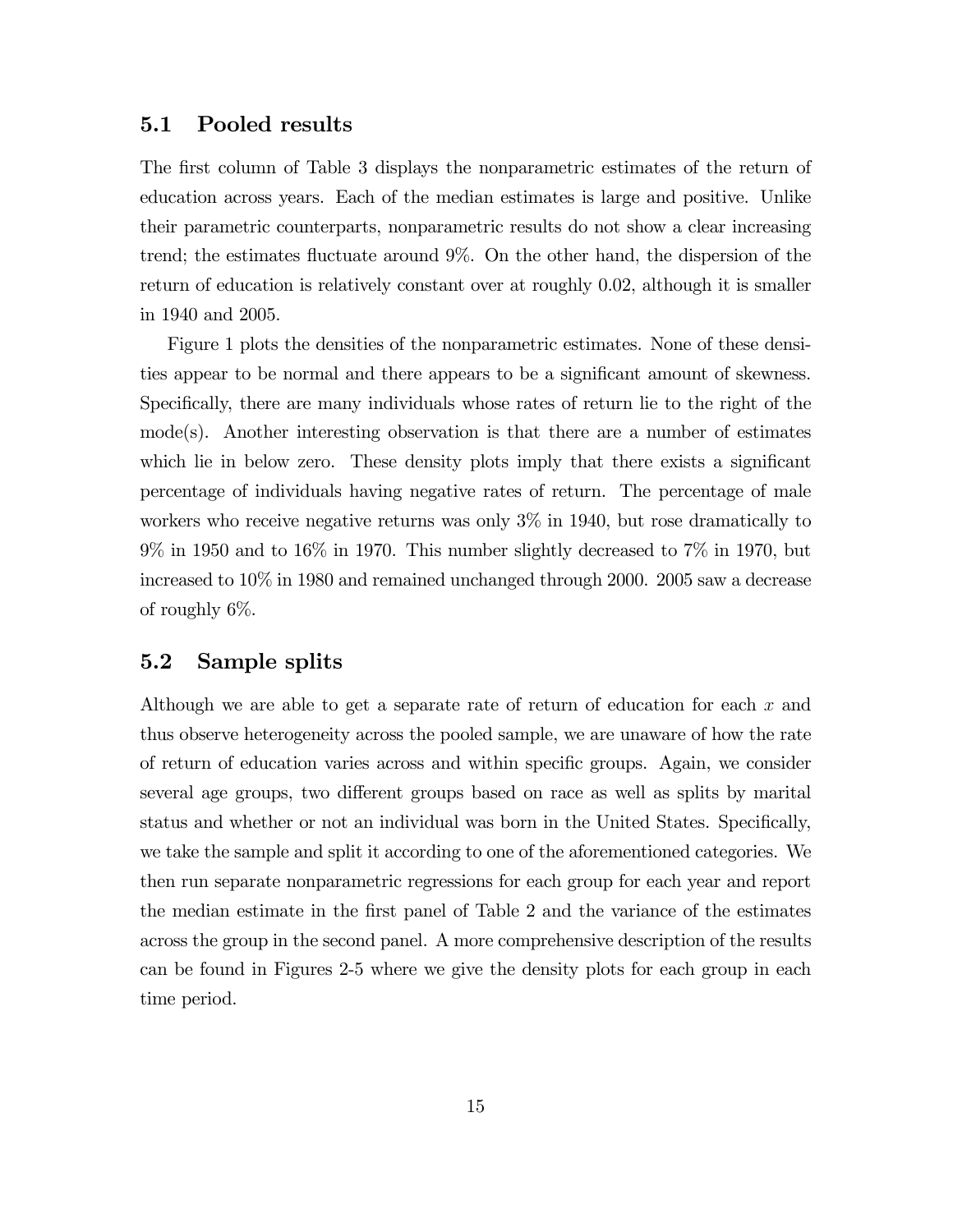## 5.1 Pooled results

The first column of Table 3 displays the nonparametric estimates of the return of education across years. Each of the median estimates is large and positive. Unlike their parametric counterparts, nonparametric results do not show a clear increasing trend; the estimates fluctuate around 9%. On the other hand, the dispersion of the return of education is relatively constant over at roughly 0.02, although it is smaller in 1940 and 2005.

Figure 1 plots the densities of the nonparametric estimates. None of these densities appear to be normal and there appears to be a significant amount of skewness. Specifically, there are many individuals whose rates of return lie to the right of the mode(s). Another interesting observation is that there are a number of estimates which lie in below zero. These density plots imply that there exists a significant percentage of individuals having negative rates of return. The percentage of male workers who receive negative returns was only 3% in 1940, but rose dramatically to 9% in 1950 and to 16% in 1970. This number slightly decreased to 7% in 1970, but increased to 10% in 1980 and remained unchanged through 2000. 2005 saw a decrease of roughly 6%.

## 5.2 Sample splits

Although we are able to get a separate rate of return of education for each $x$ and thus observe heterogeneity across the pooled sample, we are unaware of how the rate of return of education varies across and within specific groups. Again, we consider several age groups, two different groups based on race as well as splits by marital status and whether or not an individual was born in the United States. Specifically, we take the sample and split it according to one of the aforementioned categories. We then run separate nonparametric regressions for each group for each year and report the median estimate in the first panel of Table 2 and the variance of the estimates across the group in the second panel. A more comprehensive description of the results can be found in Figures 2-5 where we give the density plots for each group in each time period.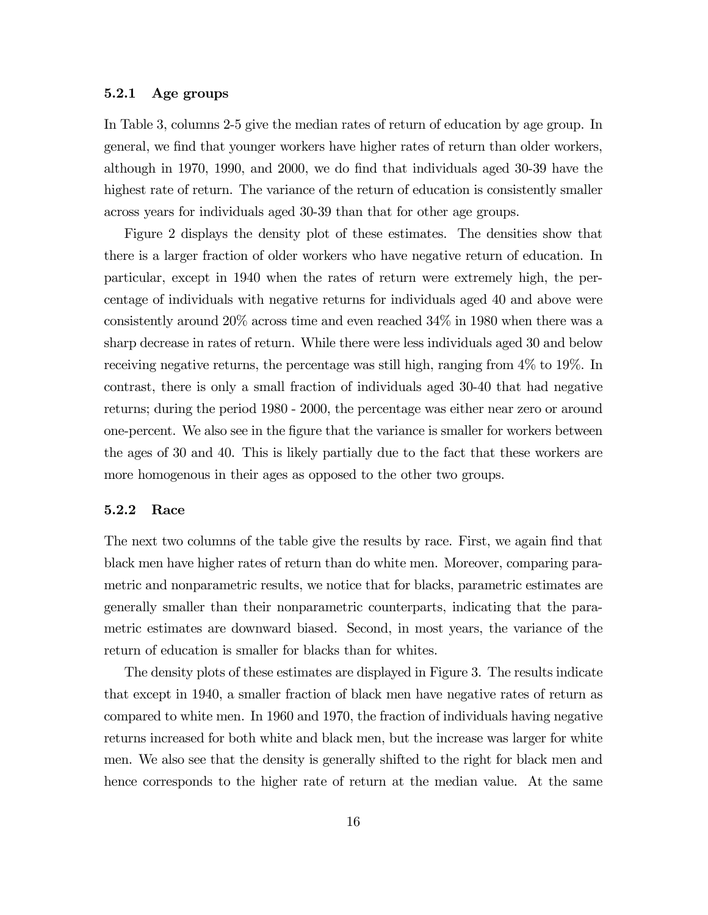### 5.2.1 Age groups

In Table 3, columns 2-5 give the median rates of return of education by age group. In general, we find that younger workers have higher rates of return than older workers, although in 1970, 1990, and 2000, we do find that individuals aged 30-39 have the highest rate of return. The variance of the return of education is consistently smaller across years for individuals aged 30-39 than that for other age groups.

Figure 2 displays the density plot of these estimates. The densities show that there is a larger fraction of older workers who have negative return of education. In particular, except in 1940 when the rates of return were extremely high, the percentage of individuals with negative returns for individuals aged 40 and above were consistently around 20% across time and even reached 34% in 1980 when there was a sharp decrease in rates of return. While there were less individuals aged 30 and below receiving negative returns, the percentage was still high, ranging from 4% to 19%. In contrast, there is only a small fraction of individuals aged 30-40 that had negative returns; during the period 1980 - 2000, the percentage was either near zero or around one-percent. We also see in the figure that the variance is smaller for workers between the ages of 30 and 40. This is likely partially due to the fact that these workers are more homogenous in their ages as opposed to the other two groups.

### 5.2.2 Race

The next two columns of the table give the results by race. First, we again find that black men have higher rates of return than do white men. Moreover, comparing parametric and nonparametric results, we notice that for blacks, parametric estimates are generally smaller than their nonparametric counterparts, indicating that the parametric estimates are downward biased. Second, in most years, the variance of the return of education is smaller for blacks than for whites.

The density plots of these estimates are displayed in Figure 3. The results indicate that except in 1940, a smaller fraction of black men have negative rates of return as compared to white men. In 1960 and 1970, the fraction of individuals having negative returns increased for both white and black men, but the increase was larger for white men. We also see that the density is generally shifted to the right for black men and hence corresponds to the higher rate of return at the median value. At the same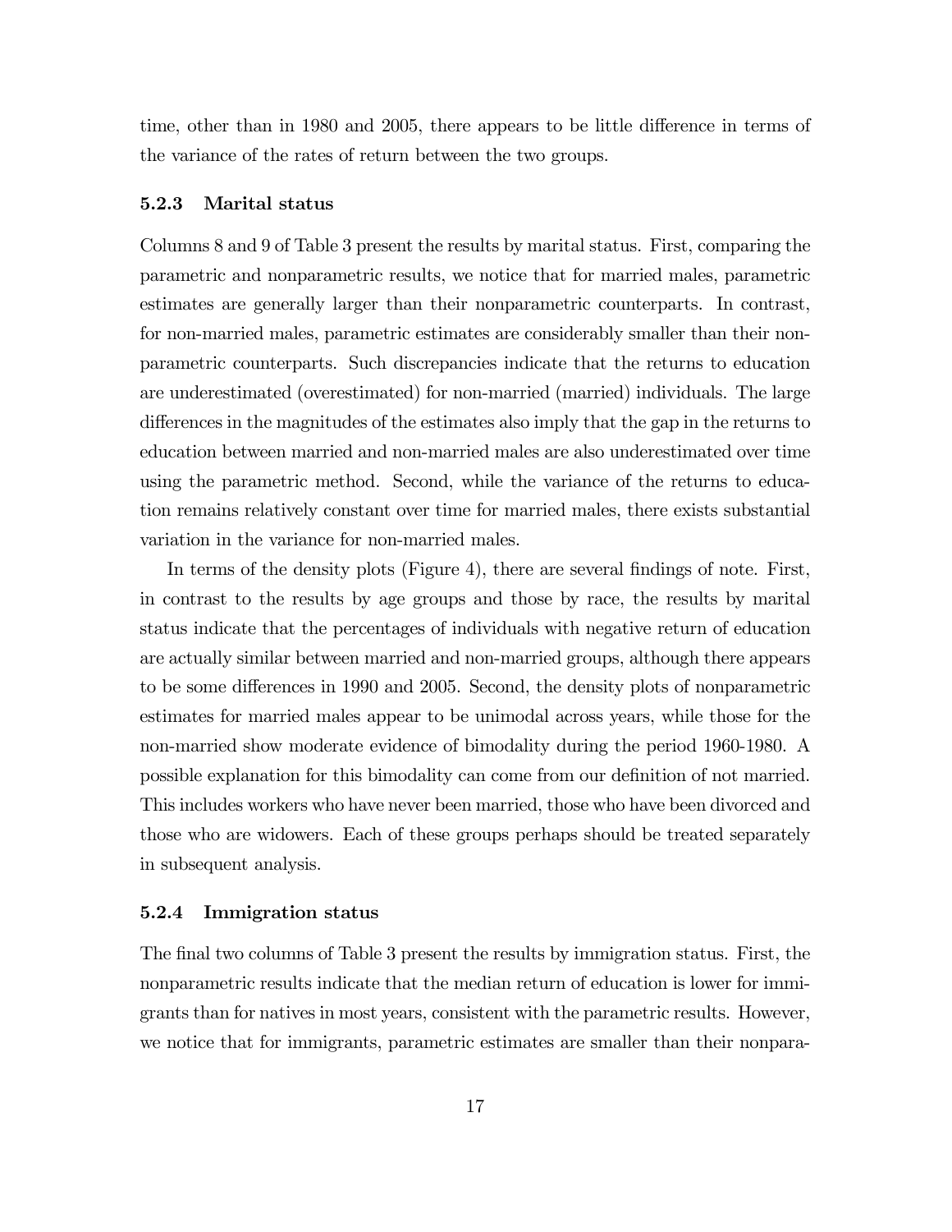time, other than in 1980 and 2005, there appears to be little difference in terms of the variance of the rates of return between the two groups.

### 5.2.3 Marital status

Columns 8 and 9 of Table 3 present the results by marital status. First, comparing the parametric and nonparametric results, we notice that for married males, parametric estimates are generally larger than their nonparametric counterparts. In contrast, for non-married males, parametric estimates are considerably smaller than their nonparametric counterparts. Such discrepancies indicate that the returns to education are underestimated (overestimated) for non-married (married) individuals. The large differences in the magnitudes of the estimates also imply that the gap in the returns to education between married and non-married males are also underestimated over time using the parametric method. Second, while the variance of the returns to education remains relatively constant over time for married males, there exists substantial variation in the variance for non-married males.

In terms of the density plots (Figure 4), there are several findings of note. First, in contrast to the results by age groups and those by race, the results by marital status indicate that the percentages of individuals with negative return of education are actually similar between married and non-married groups, although there appears to be some differences in 1990 and 2005. Second, the density plots of nonparametric estimates for married males appear to be unimodal across years, while those for the non-married show moderate evidence of bimodality during the period 1960-1980. A possible explanation for this bimodality can come from our definition of not married. This includes workers who have never been married, those who have been divorced and those who are widowers. Each of these groups perhaps should be treated separately in subsequent analysis.

### 5.2.4 Immigration status

The final two columns of Table 3 present the results by immigration status. First, the nonparametric results indicate that the median return of education is lower for immigrants than for natives in most years, consistent with the parametric results. However, we notice that for immigrants, parametric estimates are smaller than their nonpara-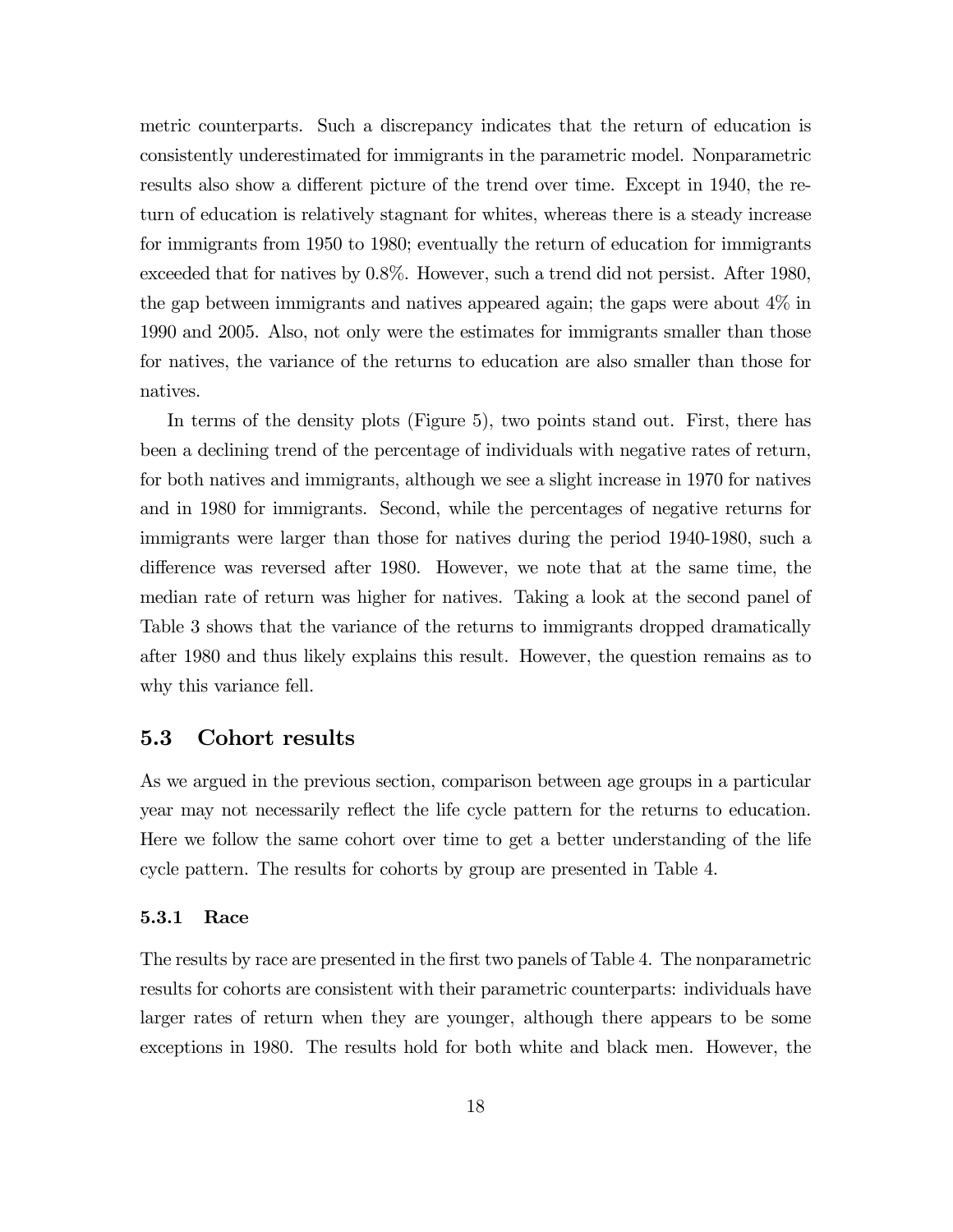metric counterparts. Such a discrepancy indicates that the return of education is consistently underestimated for immigrants in the parametric model. Nonparametric results also show a different picture of the trend over time. Except in 1940, the return of education is relatively stagnant for whites, whereas there is a steady increase for immigrants from 1950 to 1980; eventually the return of education for immigrants exceeded that for natives by 0.8%. However, such a trend did not persist. After 1980, the gap between immigrants and natives appeared again; the gaps were about 4% in 1990 and 2005. Also, not only were the estimates for immigrants smaller than those for natives, the variance of the returns to education are also smaller than those for natives.

In terms of the density plots (Figure 5), two points stand out. First, there has been a declining trend of the percentage of individuals with negative rates of return, for both natives and immigrants, although we see a slight increase in 1970 for natives and in 1980 for immigrants. Second, while the percentages of negative returns for immigrants were larger than those for natives during the period 1940-1980, such a difference was reversed after 1980. However, we note that at the same time, the median rate of return was higher for natives. Taking a look at the second panel of Table 3 shows that the variance of the returns to immigrants dropped dramatically after 1980 and thus likely explains this result. However, the question remains as to why this variance fell.

## 5.3 Cohort results

As we argued in the previous section, comparison between age groups in a particular year may not necessarily reflect the life cycle pattern for the returns to education. Here we follow the same cohort over time to get a better understanding of the life cycle pattern. The results for cohorts by group are presented in Table 4.

### 5.3.1 Race

The results by race are presented in the first two panels of Table 4. The nonparametric results for cohorts are consistent with their parametric counterparts: individuals have larger rates of return when they are younger, although there appears to be some exceptions in 1980. The results hold for both white and black men. However, the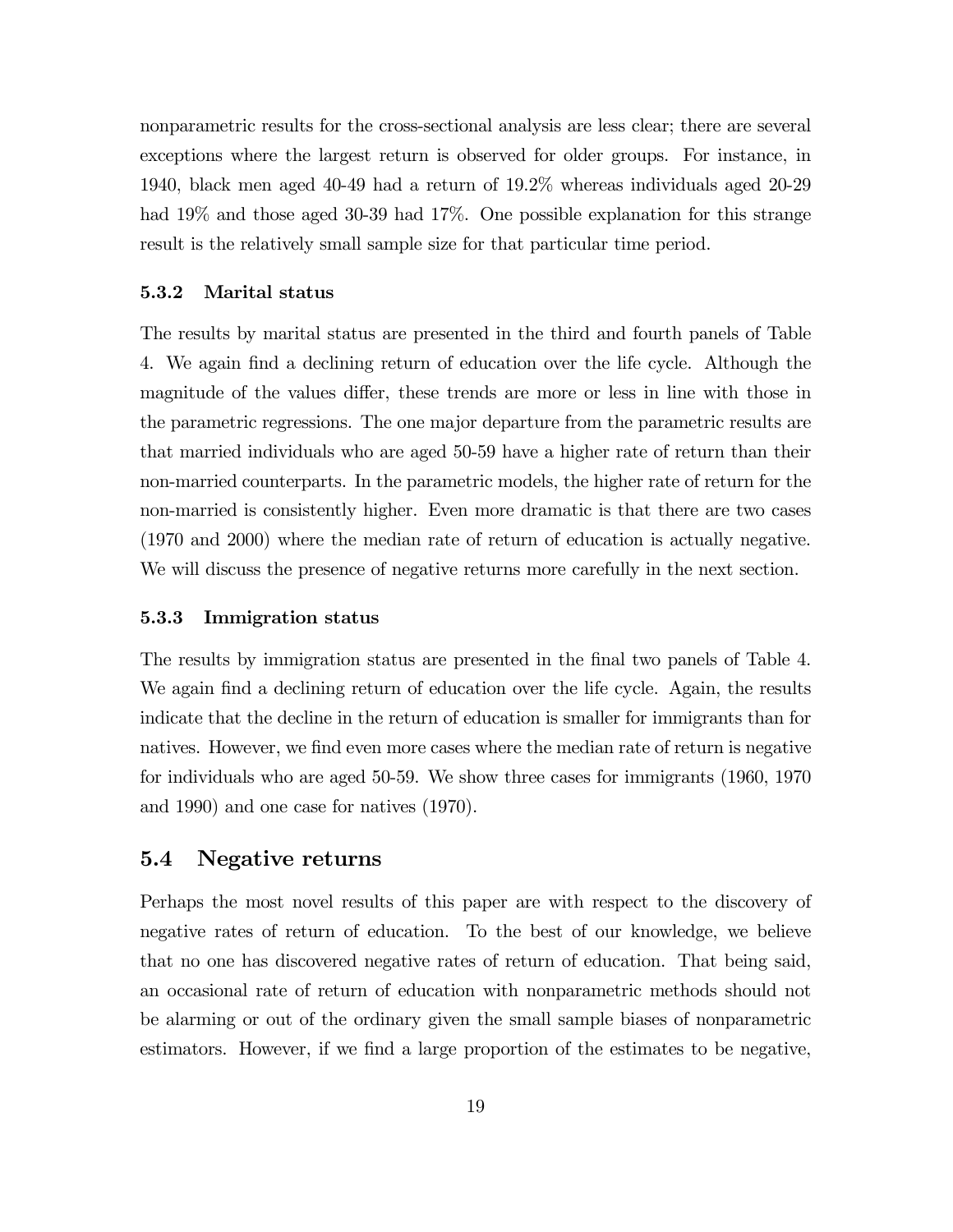nonparametric results for the cross-sectional analysis are less clear; there are several exceptions where the largest return is observed for older groups. For instance, in 1940, black men aged 40-49 had a return of 19.2% whereas individuals aged 20-29 had 19% and those aged 30-39 had 17%. One possible explanation for this strange result is the relatively small sample size for that particular time period.

### 5.3.2 Marital status

The results by marital status are presented in the third and fourth panels of Table 4. We again find a declining return of education over the life cycle. Although the magnitude of the values differ, these trends are more or less in line with those in the parametric regressions. The one major departure from the parametric results are that married individuals who are aged 50-59 have a higher rate of return than their non-married counterparts. In the parametric models, the higher rate of return for the non-married is consistently higher. Even more dramatic is that there are two cases (1970 and 2000) where the median rate of return of education is actually negative. We will discuss the presence of negative returns more carefully in the next section.

### 5.3.3 Immigration status

The results by immigration status are presented in the final two panels of Table 4. We again find a declining return of education over the life cycle. Again, the results indicate that the decline in the return of education is smaller for immigrants than for natives. However, we find even more cases where the median rate of return is negative for individuals who are aged 50-59. We show three cases for immigrants (1960, 1970 and 1990) and one case for natives (1970).

## 5.4 Negative returns

Perhaps the most novel results of this paper are with respect to the discovery of negative rates of return of education. To the best of our knowledge, we believe that no one has discovered negative rates of return of education. That being said, an occasional rate of return of education with nonparametric methods should not be alarming or out of the ordinary given the small sample biases of nonparametric estimators. However, if we find a large proportion of the estimates to be negative,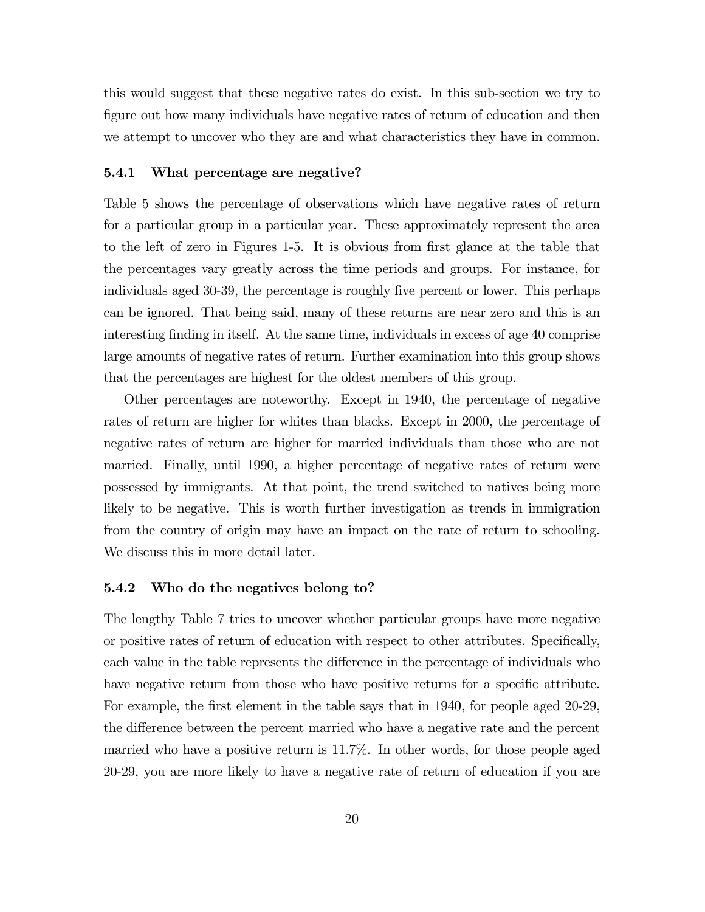this would suggest that these negative rates do exist. In this sub-section we try to figure out how many individuals have negative rates of return of education and then we attempt to uncover who they are and what characteristics they have in common.

### 5.4.1 What percentage are negative?

Table 5 shows the percentage of observations which have negative rates of return for a particular group in a particular year. These approximately represent the area to the left of zero in Figures 1-5. It is obvious from first glance at the table that the percentages vary greatly across the time periods and groups. For instance, for individuals aged 30-39, the percentage is roughly five percent or lower. This perhaps can be ignored. That being said, many of these returns are near zero and this is an interesting finding in itself. At the same time, individuals in excess of age 40 comprise large amounts of negative rates of return. Further examination into this group shows that the percentages are highest for the oldest members of this group.

Other percentages are noteworthy. Except in 1940, the percentage of negative rates of return are higher for whites than blacks. Except in 2000, the percentage of negative rates of return are higher for married individuals than those who are not married. Finally, until 1990, a higher percentage of negative rates of return were possessed by immigrants. At that point, the trend switched to natives being more likely to be negative. This is worth further investigation as trends in immigration from the country of origin may have an impact on the rate of return to schooling. We discuss this in more detail later.

### 5.4.2 Who do the negatives belong to?

The lengthy Table 7 tries to uncover whether particular groups have more negative or positive rates of return of education with respect to other attributes. Specifically, each value in the table represents the difference in the percentage of individuals who have negative return from those who have positive returns for a specific attribute. For example, the first element in the table says that in 1940, for people aged 20-29, the difference between the percent married who have a negative rate and the percent married who have a positive return is 11.7%. In other words, for those people aged 20-29, you are more likely to have a negative rate of return of education if you are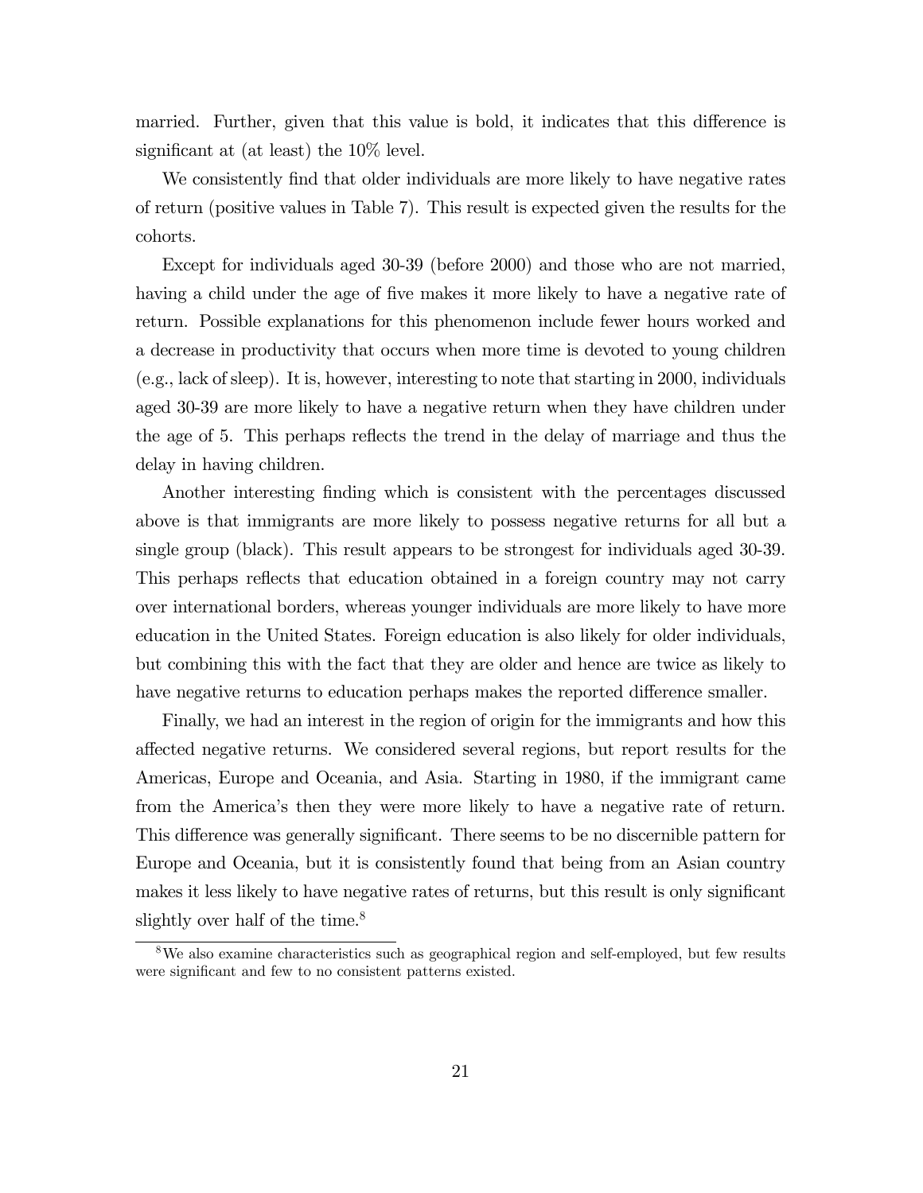married. Further, given that this value is bold, it indicates that this difference is significant at (at least) the 10% level.

We consistently find that older individuals are more likely to have negative rates of return (positive values in Table 7). This result is expected given the results for the cohorts.

Except for individuals aged 30-39 (before 2000) and those who are not married, having a child under the age of five makes it more likely to have a negative rate of return. Possible explanations for this phenomenon include fewer hours worked and a decrease in productivity that occurs when more time is devoted to young children (e.g., lack of sleep). It is, however, interesting to note that starting in 2000, individuals aged 30-39 are more likely to have a negative return when they have children under the age of 5. This perhaps reflects the trend in the delay of marriage and thus the delay in having children.

Another interesting finding which is consistent with the percentages discussed above is that immigrants are more likely to possess negative returns for all but a single group (black). This result appears to be strongest for individuals aged 30-39. This perhaps reflects that education obtained in a foreign country may not carry over international borders, whereas younger individuals are more likely to have more education in the United States. Foreign education is also likely for older individuals, but combining this with the fact that they are older and hence are twice as likely to have negative returns to education perhaps makes the reported difference smaller.

Finally, we had an interest in the region of origin for the immigrants and how this affected negative returns. We considered several regions, but report results for the Americas, Europe and Oceania, and Asia. Starting in 1980, if the immigrant came from the America's then they were more likely to have a negative rate of return. This difference was generally significant. There seems to be no discernible pattern for Europe and Oceania, but it is consistently found that being from an Asian country makes it less likely to have negative rates of returns, but this result is only significant slightly over half of the time.[8]

[8] We also examine characteristics such as geographical region and self-employed, but few results were significant and few to no consistent patterns existed.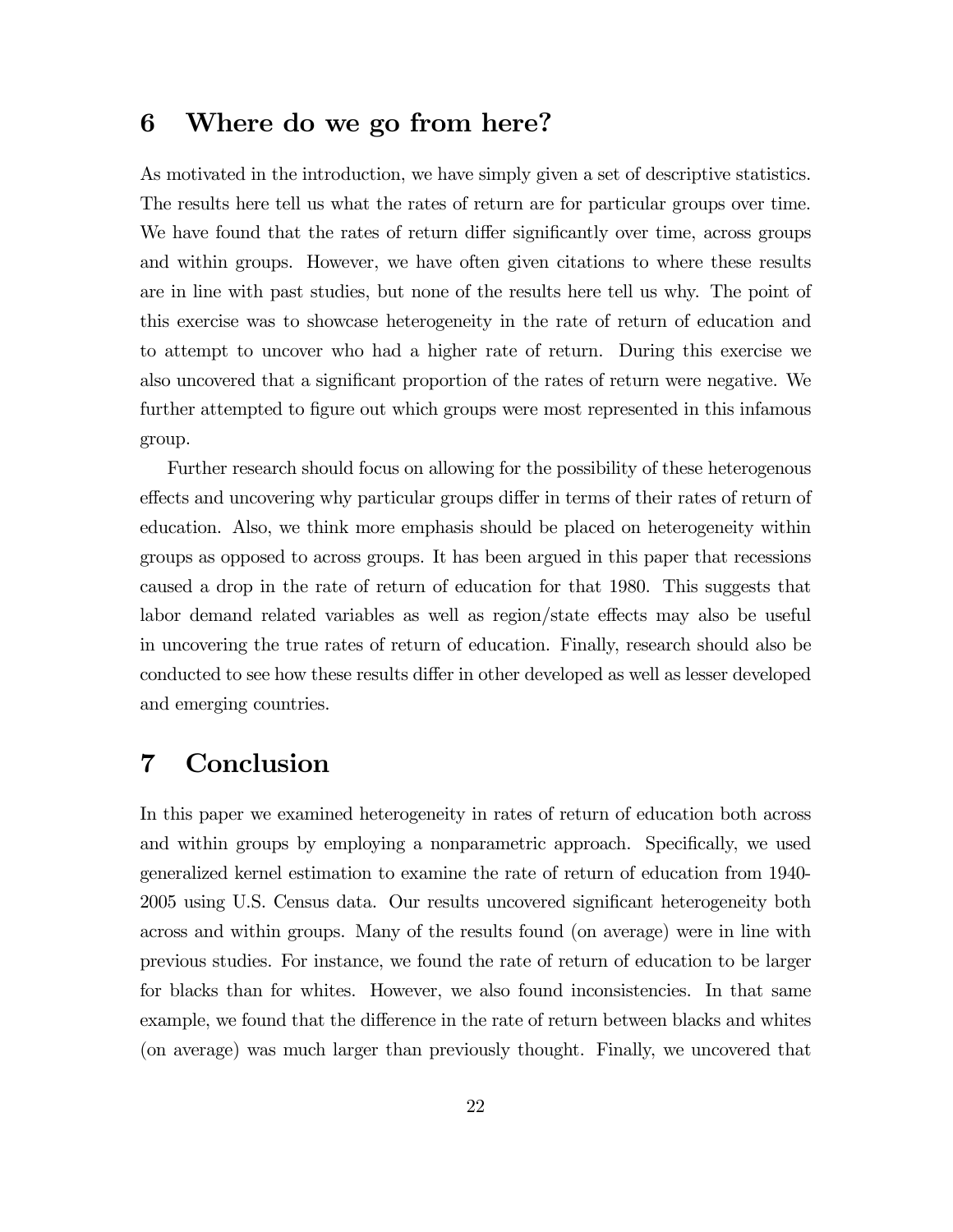## 6 Where do we go from here?

As motivated in the introduction, we have simply given a set of descriptive statistics. The results here tell us what the rates of return are for particular groups over time. We have found that the rates of return differ significantly over time, across groups and within groups. However, we have often given citations to where these results are in line with past studies, but none of the results here tell us why. The point of this exercise was to showcase heterogeneity in the rate of return of education and to attempt to uncover who had a higher rate of return. During this exercise we also uncovered that a significant proportion of the rates of return were negative. We further attempted to figure out which groups were most represented in this infamous group.

Further research should focus on allowing for the possibility of these heterogenous effects and uncovering why particular groups differ in terms of their rates of return of education. Also, we think more emphasis should be placed on heterogeneity within groups as opposed to across groups. It has been argued in this paper that recessions caused a drop in the rate of return of education for that 1980. This suggests that labor demand related variables as well as region/state effects may also be useful in uncovering the true rates of return of education. Finally, research should also be conducted to see how these results differ in other developed as well as lesser developed and emerging countries.

## 7 Conclusion

In this paper we examined heterogeneity in rates of return of education both across and within groups by employing a nonparametric approach. Specifically, we used generalized kernel estimation to examine the rate of return of education from 1940-2005 using U.S. Census data. Our results uncovered significant heterogeneity both across and within groups. Many of the results found (on average) were in line with previous studies. For instance, we found the rate of return of education to be larger for blacks than for whites. However, we also found inconsistencies. In that same example, we found that the difference in the rate of return between blacks and whites (on average) was much larger than previously thought. Finally, we uncovered that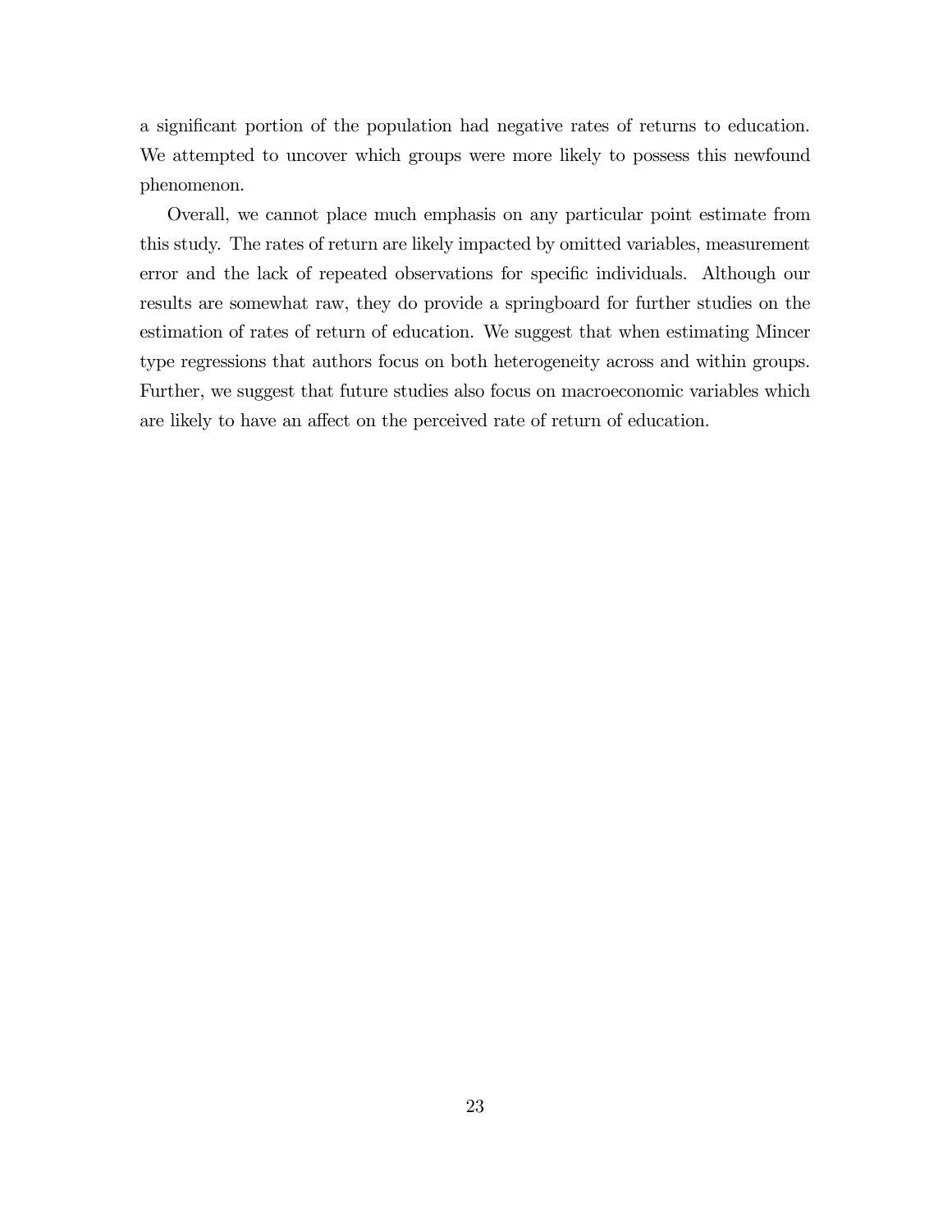a significant portion of the population had negative rates of returns to education. We attempted to uncover which groups were more likely to possess this newfound phenomenon.

Overall, we cannot place much emphasis on any particular point estimate from this study. The rates of return are likely impacted by omitted variables, measurement error and the lack of repeated observations for specific individuals. Although our results are somewhat raw, they do provide a springboard for further studies on the estimation of rates of return of education. We suggest that when estimating Mincer type regressions that authors focus on both heterogeneity across and within groups. Further, we suggest that future studies also focus on macroeconomic variables which are likely to have an affect on the perceived rate of return of education.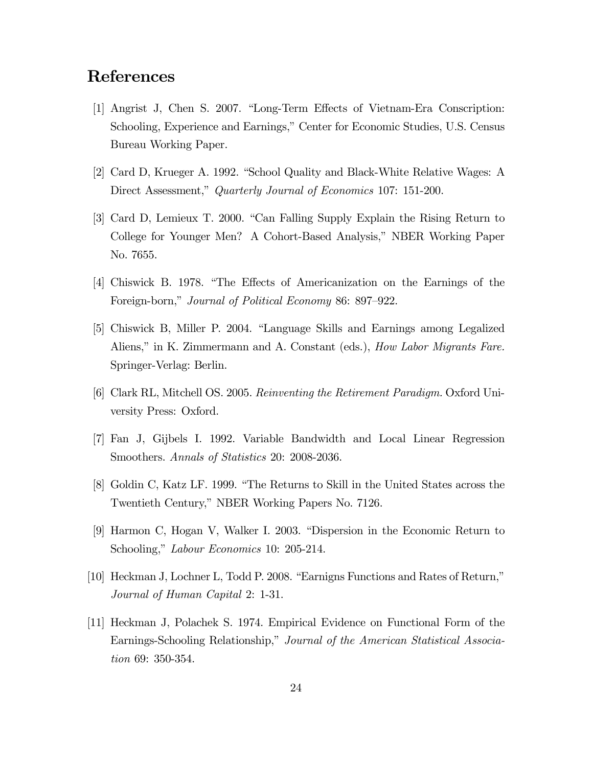## References

[1] Angrist J, Chen S. 2007. "Long-Term Effects of Vietnam-Era Conscription: Schooling, Experience and Earnings," Center for Economic Studies, U.S. Census Bureau Working Paper.

[2] Card D, Krueger A. 1992. "School Quality and Black-White Relative Wages: A Direct Assessment," *Quarterly Journal of Economics* 107: 151-200.

[3] Card D, Lemieux T. 2000. "Can Falling Supply Explain the Rising Return to College for Younger Men? A Cohort-Based Analysis," NBER Working Paper No. 7655.

[4] Chiswick B. 1978. "The Effects of Americanization on the Earnings of the Foreign-born," *Journal of Political Economy* 86: 897–922.

[5] Chiswick B, Miller P. 2004. "Language Skills and Earnings among Legalized Aliens," in K. Zimmermann and A. Constant (eds.), *How Labor Migrants Fare.* Springer-Verlag: Berlin.

[6] Clark RL, Mitchell OS. 2005. *Reinventing the Retirement Paradigm.* Oxford University Press: Oxford.

[7] Fan J, Gijbels I. 1992. Variable Bandwidth and Local Linear Regression Smoothers. *Annals of Statistics* 20: 2008-2036.

[8] Goldin C, Katz LF. 1999. "The Returns to Skill in the United States across the Twentieth Century," NBER Working Papers No. 7126.

[9] Harmon C, Hogan V, Walker I. 2003. "Dispersion in the Economic Return to Schooling," *Labour Economics* 10: 205-214.

[10] Heckman J, Lochner L, Todd P. 2008. "Earnigns Functions and Rates of Return," *Journal of Human Capital* 2: 1-31.

[11] Heckman J, Polachek S. 1974. Empirical Evidence on Functional Form of the Earnings-Schooling Relationship," *Journal of the American Statistical Association* 69: 350-354.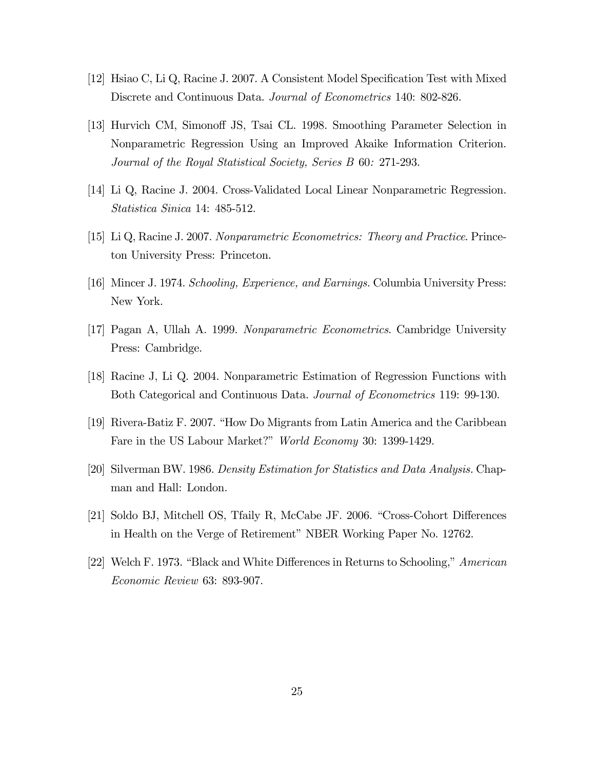[12] Hsiao C, Li Q, Racine J. 2007. A Consistent Model Specification Test with Mixed Discrete and Continuous Data. *Journal of Econometrics* 140: 802-826.

[13] Hurvich CM, Simonoff JS, Tsai CL. 1998. Smoothing Parameter Selection in Nonparametric Regression Using an Improved Akaike Information Criterion. *Journal of the Royal Statistical Society, Series B* 60*:* 271-293.

[14] Li Q, Racine J. 2004. Cross-Validated Local Linear Nonparametric Regression. *Statistica Sinica* 14: 485-512.

[15] Li Q, Racine J. 2007. *Nonparametric Econometrics: Theory and Practice*. Princeton University Press: Princeton.

[16] Mincer J. 1974. *Schooling, Experience, and Earnings.* Columbia University Press: New York.

[17] Pagan A, Ullah A. 1999. *Nonparametric Econometrics*. Cambridge University Press: Cambridge.

[18] Racine J, Li Q. 2004. Nonparametric Estimation of Regression Functions with Both Categorical and Continuous Data. *Journal of Econometrics* 119: 99-130.

[19] Rivera-Batiz F. 2007. "How Do Migrants from Latin America and the Caribbean Fare in the US Labour Market?" *World Economy* 30: 1399-1429.

[20] Silverman BW. 1986. *Density Estimation for Statistics and Data Analysis.* Chapman and Hall: London.

[21] Soldo BJ, Mitchell OS, Tfaily R, McCabe JF. 2006. "Cross-Cohort Differences in Health on the Verge of Retirement" NBER Working Paper No. 12762.

[22] Welch F. 1973. "Black and White Differences in Returns to Schooling," *American Economic Review* 63: 893-907.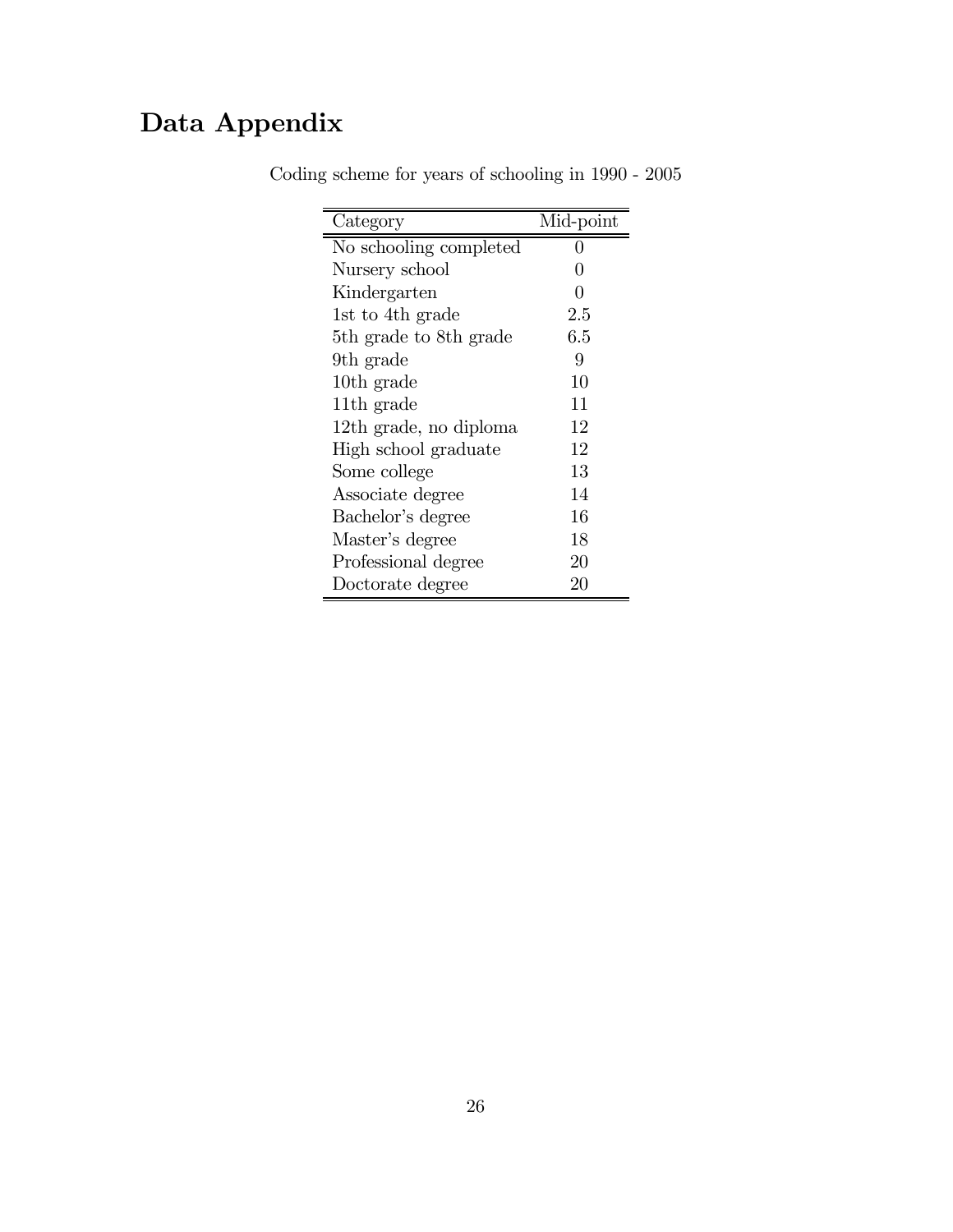# Data Appendix

Coding scheme for years of schooling in 1990 - 2005

| Category | Mid-point |
|---|---|
| No schooling completed | 0 |
| Nursery school | 0 |
| Kindergarten | 0 |
| 1st to 4th grade | 2.5 |
| 5th grade to 8th grade | 6.5 |
| 9th grade | 9 |
| 10th grade | 10 |
| 11th grade | 11 |
| 12th grade, no diploma | 12 |
| High school graduate | 12 |
| Some college | 13 |
| Associate degree | 14 |
| Bachelor's degree | 16 |
| Master's degree | 18 |
| Professional degree | 20 |
| Doctorate degree | 20 |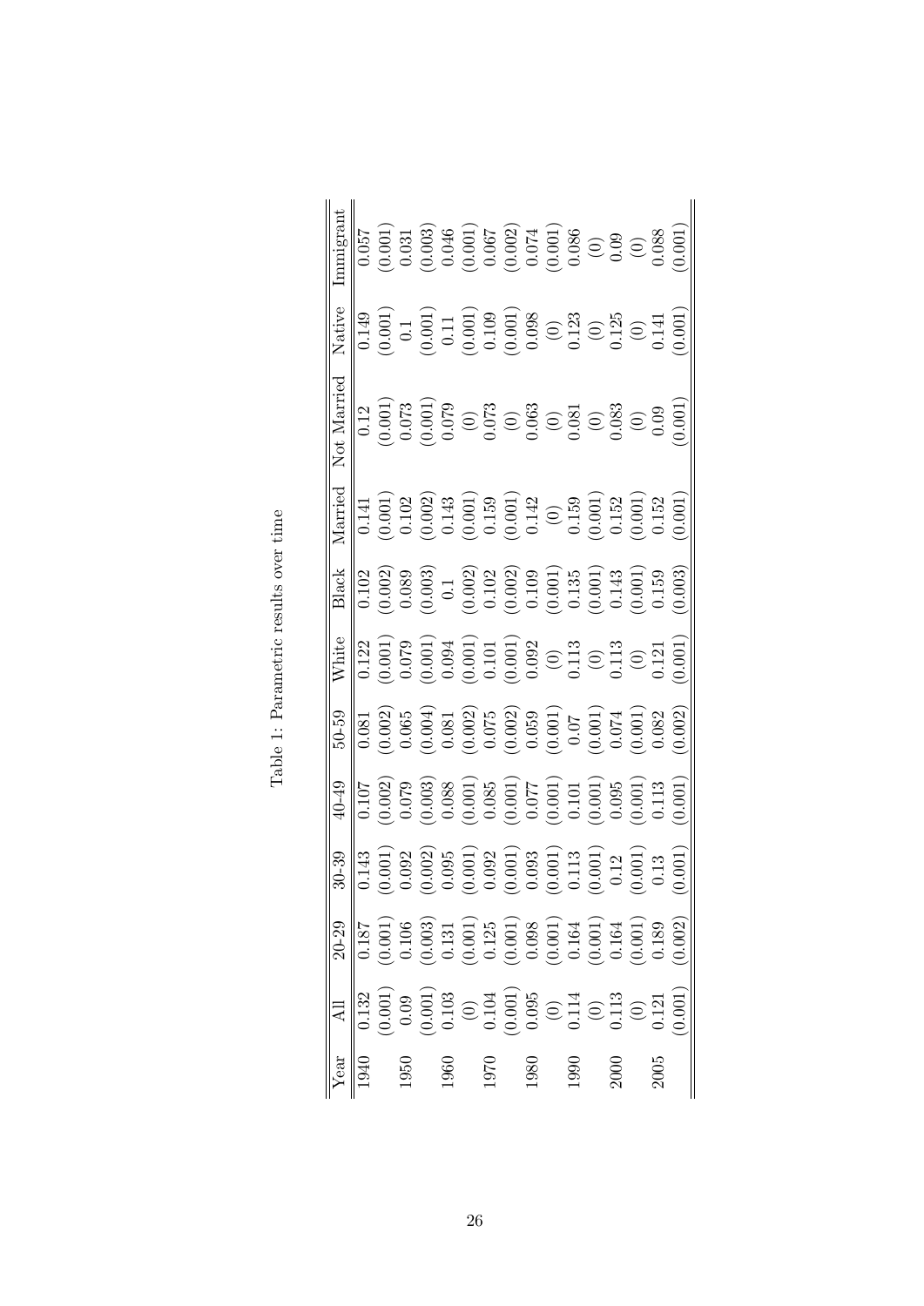Table 1: Parametric results over time

| Year | All | 20-29 | 30-39 | 40-49 | 50-59 | White | Black | Married | Not Married | Native | Immigrant |
|---|---|---|---|---|---|---|---|---|---|---|---|
| 1940 | 0.132 | 0.187 | 0.143 | 0.107 | 0.081 | 0.122 | 0.102 | 0.141 | 0.12 | 0.149 | 0.057 |
| | (0.001) | (0.001) | (0.001) | (0.002) | (0.002) | (0.001) | (0.002) | (0.001) | (0.001) | (0.001) | (0.001) |
| 1950 | 0.09 | 0.106 | 0.092 | 0.079 | 0.065 | 0.079 | 0.089 | 0.102 | 0.073 | 0.1 | 0.031 |
| | (0.001) | (0.003) | (0.002) | (0.003) | (0.004) | (0.001) | (0.003) | (0.002) | (0.001) | (0.001) | (0.003) |
| 1960 | 0.103 | 0.131 | 0.095 | 0.088 | 0.081 | 0.094 | 0.1 | 0.143 | 0.079 | 0.11 | 0.046 |
| | (0) | (0.001) | (0.001) | (0.001) | (0.002) | (0.001) | (0.002) | (0.001) | (0) | (0.001) | (0.001) |
| 1970 | 0.104 | 0.125 | 0.092 | 0.085 | 0.075 | 0.101 | 0.102 | 0.159 | 0.073 | 0.109 | 0.067 |
| | (0.001) | (0.001) | (0.001) | (0.001) | (0.002) | (0.001) | (0.002) | (0.001) | (0) | (0.001) | (0.002) |
| 1980 | 0.095 | 0.098 | 0.093 | 0.077 | 0.059 | 0.092 | 0.109 | 0.142 | 0.063 | 0.098 | 0.074 |
| | (0) | (0.001) | (0.001) | (0.001) | (0.001) | (0) | (0.001) | (0) | (0) | (0) | (0.001) |
| 1990 | 0.114 | 0.164 | 0.113 | 0.101 | 0.07 | 0.113 | 0.135 | 0.159 | 0.081 | 0.123 | 0.086 |
| | (0) | (0.001) | (0.001) | (0.001) | (0.001) | (0) | (0.001) | (0.001) | (0) | (0) | (0) |
| 2000 | 0.113 | 0.164 | 0.12 | 0.095 | 0.074 | 0.113 | 0.143 | 0.152 | 0.083 | 0.125 | 0.09 |
| | (0) | (0.001) | (0.001) | (0.001) | (0.001) | (0) | (0.001) | (0.001) | (0) | (0) | (0) |
| 2005 | 0.121 | 0.189 | 0.13 | 0.113 | 0.082 | 0.121 | 0.159 | 0.152 | 0.09 | 0.141 | 0.088 |
| | (0.001) | (0.002) | (0.001) | (0.001) | (0.002) | (0.001) | (0.003) | (0.001) | (0.001) | (0.001) | (0.001) |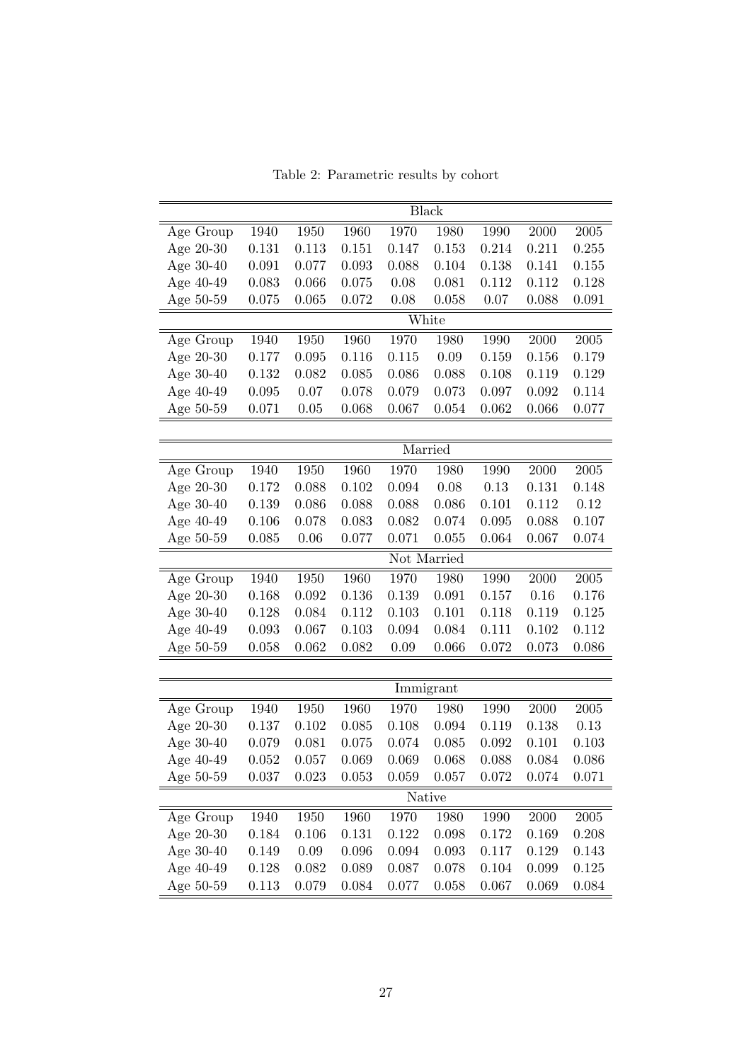Table 2: Parametric results by cohort

| | Black | | | | | | | |
|---|---|---|---|---|---|---|---|---|
| Age Group | 1940 | 1950 | 1960 | 1970 | 1980 | 1990 | 2000 | 2005 |
| Age 20-30 | 0.131 | 0.113 | 0.151 | 0.147 | 0.153 | 0.214 | 0.211 | 0.255 |
| Age 30-40 | 0.091 | 0.077 | 0.093 | 0.088 | 0.104 | 0.138 | 0.141 | 0.155 |
| Age 40-49 | 0.083 | 0.066 | 0.075 | 0.08 | 0.081 | 0.112 | 0.112 | 0.128 |
| Age 50-59 | 0.075 | 0.065 | 0.072 | 0.08 | 0.058 | 0.07 | 0.088 | 0.091 |
| | White | | | | | | | |
| Age Group | 1940 | 1950 | 1960 | 1970 | 1980 | 1990 | 2000 | 2005 |
| Age 20-30 | 0.177 | 0.095 | 0.116 | 0.115 | 0.09 | 0.159 | 0.156 | 0.179 |
| Age 30-40 | 0.132 | 0.082 | 0.085 | 0.086 | 0.088 | 0.108 | 0.119 | 0.129 |
| Age 40-49 | 0.095 | 0.07 | 0.078 | 0.079 | 0.073 | 0.097 | 0.092 | 0.114 |
| Age 50-59 | 0.071 | 0.05 | 0.068 | 0.067 | 0.054 | 0.062 | 0.066 | 0.077 |

| | Married | | | | | | | |
|---|---|---|---|---|---|---|---|---|
| Age Group | 1940 | 1950 | 1960 | 1970 | 1980 | 1990 | 2000 | 2005 |
| Age 20-30 | 0.172 | 0.088 | 0.102 | 0.094 | 0.08 | 0.13 | 0.131 | 0.148 |
| Age 30-40 | 0.139 | 0.086 | 0.088 | 0.088 | 0.086 | 0.101 | 0.112 | 0.12 |
| Age 40-49 | 0.106 | 0.078 | 0.083 | 0.082 | 0.074 | 0.095 | 0.088 | 0.107 |
| Age 50-59 | 0.085 | 0.06 | 0.077 | 0.071 | 0.055 | 0.064 | 0.067 | 0.074 |
| | Not Married | | | | | | | |
| Age Group | 1940 | 1950 | 1960 | 1970 | 1980 | 1990 | 2000 | 2005 |
| Age 20-30 | 0.168 | 0.092 | 0.136 | 0.139 | 0.091 | 0.157 | 0.16 | 0.176 |
| Age 30-40 | 0.128 | 0.084 | 0.112 | 0.103 | 0.101 | 0.118 | 0.119 | 0.125 |
| Age 40-49 | 0.093 | 0.067 | 0.103 | 0.094 | 0.084 | 0.111 | 0.102 | 0.112 |
| Age 50-59 | 0.058 | 0.062 | 0.082 | 0.09 | 0.066 | 0.072 | 0.073 | 0.086 |

| | Immigrant | | | | | | | |
|---|---|---|---|---|---|---|---|---|
| Age Group | 1940 | 1950 | 1960 | 1970 | 1980 | 1990 | 2000 | 2005 |
| Age 20-30 | 0.137 | 0.102 | 0.085 | 0.108 | 0.094 | 0.119 | 0.138 | 0.13 |
| Age 30-40 | 0.079 | 0.081 | 0.075 | 0.074 | 0.085 | 0.092 | 0.101 | 0.103 |
| Age 40-49 | 0.052 | 0.057 | 0.069 | 0.069 | 0.068 | 0.088 | 0.084 | 0.086 |
| Age 50-59 | 0.037 | 0.023 | 0.053 | 0.059 | 0.057 | 0.072 | 0.074 | 0.071 |
| | Native | | | | | | | |
| Age Group | 1940 | 1950 | 1960 | 1970 | 1980 | 1990 | 2000 | 2005 |
| Age 20-30 | 0.184 | 0.106 | 0.131 | 0.122 | 0.098 | 0.172 | 0.169 | 0.208 |
| Age 30-40 | 0.149 | 0.09 | 0.096 | 0.094 | 0.093 | 0.117 | 0.129 | 0.143 |
| Age 40-49 | 0.128 | 0.082 | 0.089 | 0.087 | 0.078 | 0.104 | 0.099 | 0.125 |
| Age 50-59 | 0.113 | 0.079 | 0.084 | 0.077 | 0.058 | 0.067 | 0.069 | 0.084 |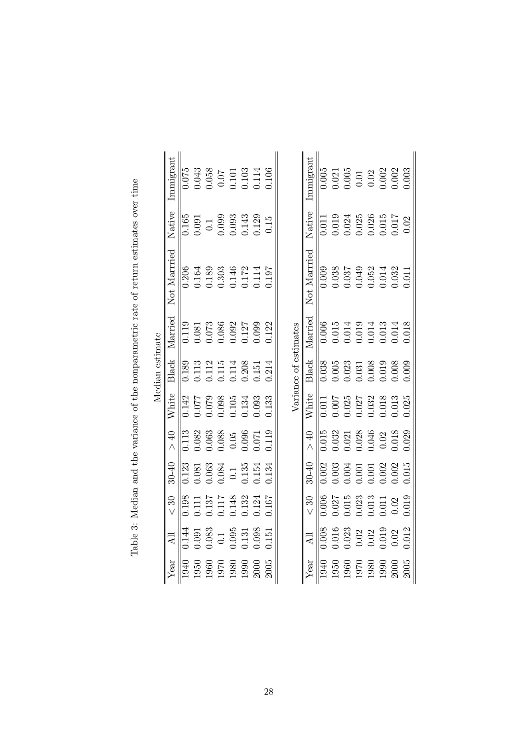Table 3: Median and the variance of the nonparametric rate of return estimates over time

Median estimate

| Year | All | $< 30$ | 30-40 | $> 40$ | White | Black | Married | Not Married | Native | Immigrant |
|---|---|---|---|---|---|---|---|---|---|---|
| 1940 | 0.144 | 0.198 | 0.123 | 0.113 | 0.142 | 0.189 | 0.119 | 0.206 | 0.165 | 0.075 |
| 1950 | 0.091 | 0.111 | 0.081 | 0.082 | 0.077 | 0.113 | 0.081 | 0.164 | 0.091 | 0.043 |
| 1960 | 0.083 | 0.137 | 0.063 | 0.063 | 0.079 | 0.112 | 0.073 | 0.189 | 0.1 | 0.058 |
| 1970 | 0.1 | 0.117 | 0.084 | 0.088 | 0.098 | 0.115 | 0.086 | 0.303 | 0.099 | 0.07 |
| 1980 | 0.095 | 0.148 | 0.1 | 0.05 | 0.105 | 0.114 | 0.092 | 0.146 | 0.093 | 0.101 |
| 1990 | 0.131 | 0.132 | 0.135 | 0.096 | 0.134 | 0.208 | 0.127 | 0.172 | 0.143 | 0.103 |
| 2000 | 0.098 | 0.124 | 0.154 | 0.071 | 0.093 | 0.151 | 0.099 | 0.114 | 0.129 | 0.114 |
| 2005 | 0.151 | 0.167 | 0.134 | 0.119 | 0.133 | 0.214 | 0.122 | 0.197 | 0.15 | 0.106 |

Variance of estimates

| Year | All | $< 30$ | 30-40 | $> 40$ | White | Black | Married | Not Married | Native | Immigrant |
|---|---|---|---|---|---|---|---|---|---|---|
| 1940 | 0.008 | 0.006 | 0.002 | 0.015 | 0.011 | 0.038 | 0.006 | 0.009 | 0.011 | 0.005 |
| 1950 | 0.016 | 0.027 | 0.003 | 0.032 | 0.007 | 0.005 | 0.015 | 0.038 | 0.019 | 0.021 |
| 1960 | 0.023 | 0.015 | 0.004 | 0.021 | 0.025 | 0.023 | 0.014 | 0.037 | 0.024 | 0.005 |
| 1970 | 0.02 | 0.023 | 0.001 | 0.028 | 0.027 | 0.031 | 0.019 | 0.049 | 0.025 | 0.01 |
| 1980 | 0.02 | 0.013 | 0.001 | 0.046 | 0.032 | 0.008 | 0.014 | 0.052 | 0.026 | 0.02 |
| 1990 | 0.019 | 0.011 | 0.002 | 0.02 | 0.018 | 0.019 | 0.013 | 0.014 | 0.015 | 0.002 |
| 2000 | 0.02 | 0.02 | 0.002 | 0.018 | 0.013 | 0.008 | 0.014 | 0.032 | 0.017 | 0.002 |
| 2005 | 0.012 | 0.019 | 0.015 | 0.029 | 0.025 | 0.009 | 0.018 | 0.011 | 0.02 | 0.003 |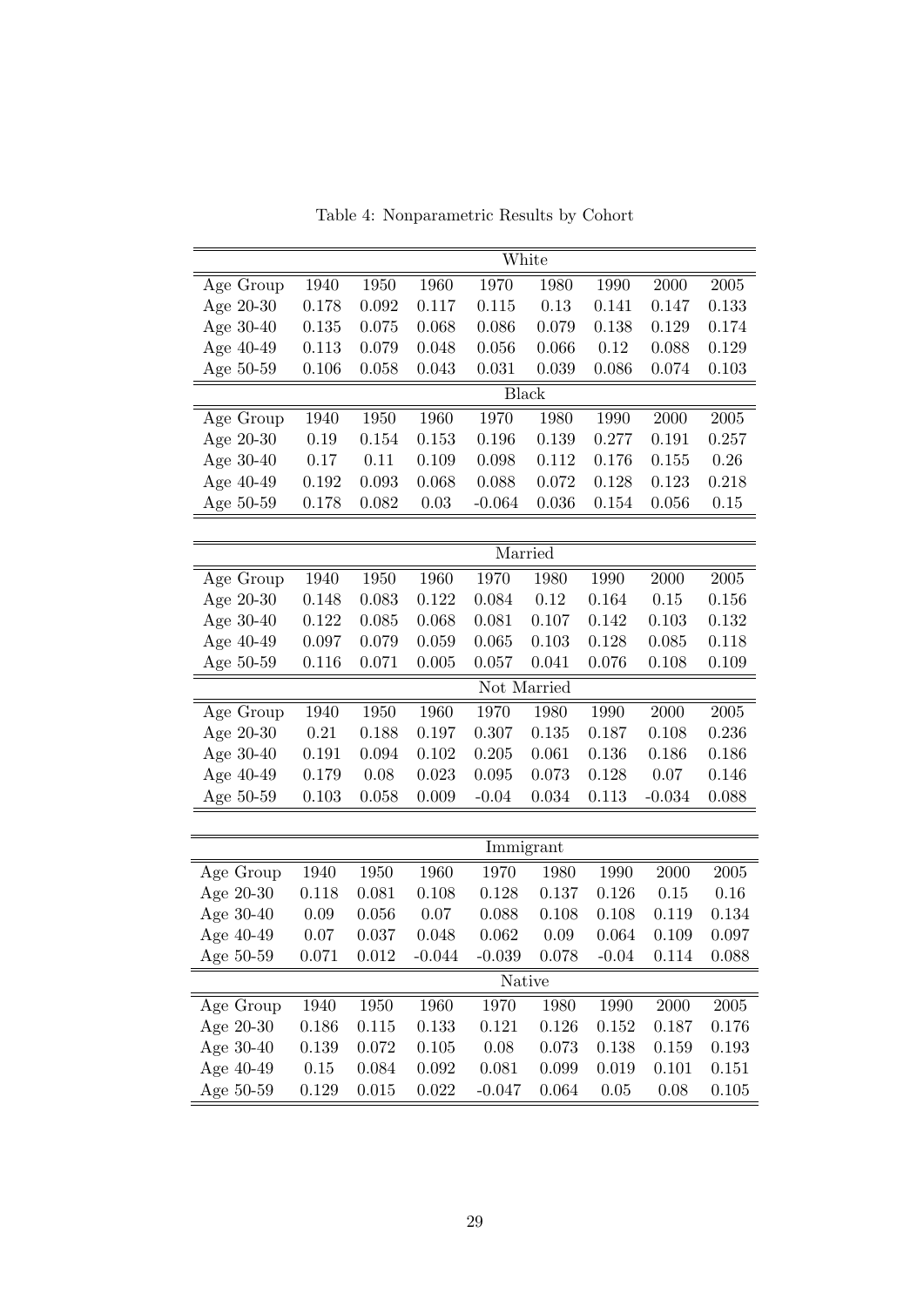Table 4: Nonparametric Results by Cohort

| | White | | | | | | | |
|---|---|---|---|---|---|---|---|---|
| Age Group | 1940 | 1950 | 1960 | 1970 | 1980 | 1990 | 2000 | 2005 |
| Age 20-30 | 0.178 | 0.092 | 0.117 | 0.115 | 0.13 | 0.141 | 0.147 | 0.133 |
| Age 30-40 | 0.135 | 0.075 | 0.068 | 0.086 | 0.079 | 0.138 | 0.129 | 0.174 |
| Age 40-49 | 0.113 | 0.079 | 0.048 | 0.056 | 0.066 | 0.12 | 0.088 | 0.129 |
| Age 50-59 | 0.106 | 0.058 | 0.043 | 0.031 | 0.039 | 0.086 | 0.074 | 0.103 |
| | Black | | | | | | | |
| Age Group | 1940 | 1950 | 1960 | 1970 | 1980 | 1990 | 2000 | 2005 |
| Age 20-30 | 0.19 | 0.154 | 0.153 | 0.196 | 0.139 | 0.277 | 0.191 | 0.257 |
| Age 30-40 | 0.17 | 0.11 | 0.109 | 0.098 | 0.112 | 0.176 | 0.155 | 0.26 |
| Age 40-49 | 0.192 | 0.093 | 0.068 | 0.088 | 0.072 | 0.128 | 0.123 | 0.218 |
| Age 50-59 | 0.178 | 0.082 | 0.03 | -0.064 | 0.036 | 0.154 | 0.056 | 0.15 |

| | Married | | | | | | | |
|---|---|---|---|---|---|---|---|---|
| Age Group | 1940 | 1950 | 1960 | 1970 | 1980 | 1990 | 2000 | 2005 |
| Age 20-30 | 0.148 | 0.083 | 0.122 | 0.084 | 0.12 | 0.164 | 0.15 | 0.156 |
| Age 30-40 | 0.122 | 0.085 | 0.068 | 0.081 | 0.107 | 0.142 | 0.103 | 0.132 |
| Age 40-49 | 0.097 | 0.079 | 0.059 | 0.065 | 0.103 | 0.128 | 0.085 | 0.118 |
| Age 50-59 | 0.116 | 0.071 | 0.005 | 0.057 | 0.041 | 0.076 | 0.108 | 0.109 |
| | Not Married | | | | | | | |
| Age Group | 1940 | 1950 | 1960 | 1970 | 1980 | 1990 | 2000 | 2005 |
| Age 20-30 | 0.21 | 0.188 | 0.197 | 0.307 | 0.135 | 0.187 | 0.108 | 0.236 |
| Age 30-40 | 0.191 | 0.094 | 0.102 | 0.205 | 0.061 | 0.136 | 0.186 | 0.186 |
| Age 40-49 | 0.179 | 0.08 | 0.023 | 0.095 | 0.073 | 0.128 | 0.07 | 0.146 |
| Age 50-59 | 0.103 | 0.058 | 0.009 | -0.04 | 0.034 | 0.113 | -0.034 | 0.088 |

| | Immigrant | | | | | | | |
|---|---|---|---|---|---|---|---|---|
| Age Group | 1940 | 1950 | 1960 | 1970 | 1980 | 1990 | 2000 | 2005 |
| Age 20-30 | 0.118 | 0.081 | 0.108 | 0.128 | 0.137 | 0.126 | 0.15 | 0.16 |
| Age 30-40 | 0.09 | 0.056 | 0.07 | 0.088 | 0.108 | 0.108 | 0.119 | 0.134 |
| Age 40-49 | 0.07 | 0.037 | 0.048 | 0.062 | 0.09 | 0.064 | 0.109 | 0.097 |
| Age 50-59 | 0.071 | 0.012 | -0.044 | -0.039 | 0.078 | -0.04 | 0.114 | 0.088 |
| | Native | | | | | | | |
| Age Group | 1940 | 1950 | 1960 | 1970 | 1980 | 1990 | 2000 | 2005 |
| Age 20-30 | 0.186 | 0.115 | 0.133 | 0.121 | 0.126 | 0.152 | 0.187 | 0.176 |
| Age 30-40 | 0.139 | 0.072 | 0.105 | 0.08 | 0.073 | 0.138 | 0.159 | 0.193 |
| Age 40-49 | 0.15 | 0.084 | 0.092 | 0.081 | 0.099 | 0.019 | 0.101 | 0.151 |
| Age 50-59 | 0.129 | 0.015 | 0.022 | -0.047 | 0.064 | 0.05 | 0.08 | 0.105 |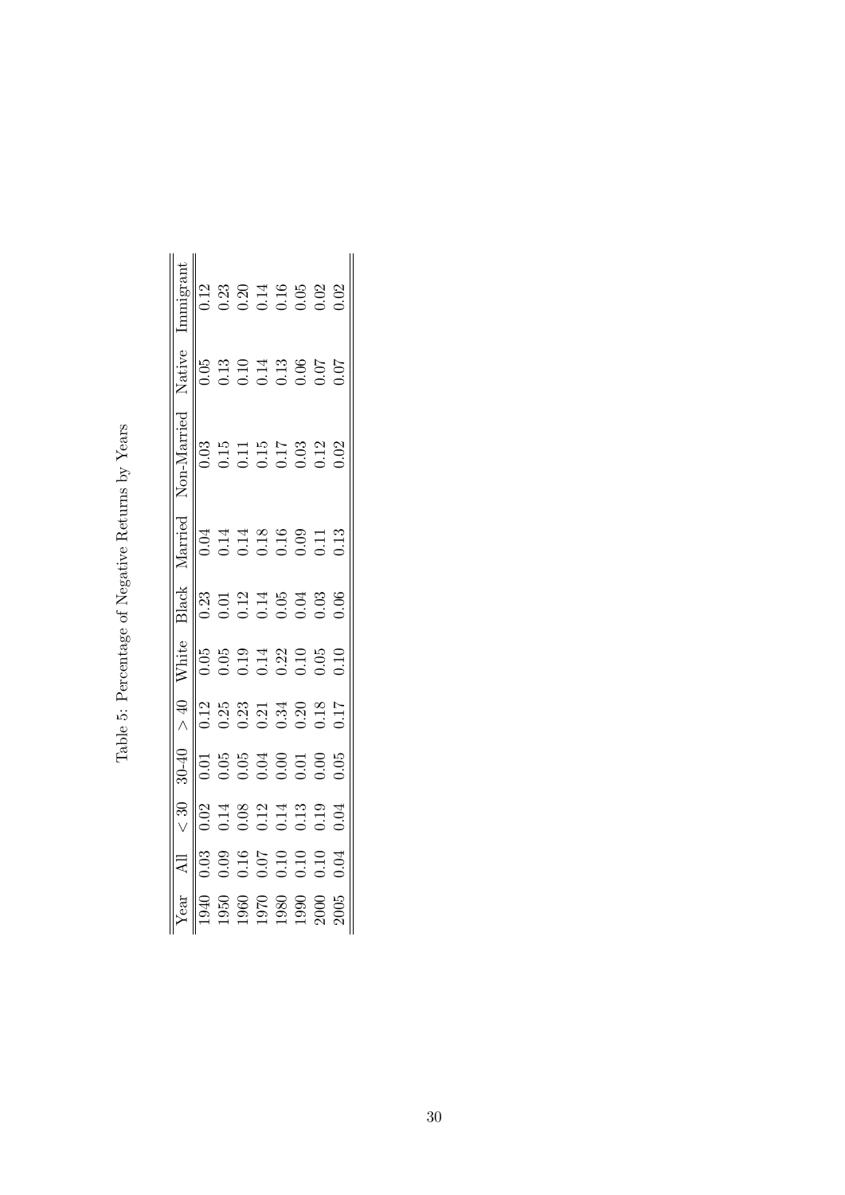Table 5: Percentage of Negative Returns by Years

| Year | All | $< 30$ | 30-40 | $> 40$ | White | Black | Married | Non-Married | Native | Immigrant |
|---|---|---|---|---|---|---|---|---|---|---|
| 1940 | 0.03 | 0.02 | 0.01 | 0.12 | 0.05 | 0.23 | 0.04 | 0.03 | 0.05 | 0.12 |
| 1950 | 0.09 | 0.14 | 0.05 | 0.25 | 0.05 | 0.01 | 0.14 | 0.15 | 0.13 | 0.23 |
| 1960 | 0.16 | 0.08 | 0.05 | 0.23 | 0.19 | 0.12 | 0.14 | 0.11 | 0.10 | 0.20 |
| 1970 | 0.07 | 0.12 | 0.04 | 0.21 | 0.14 | 0.14 | 0.18 | 0.15 | 0.14 | 0.14 |
| 1980 | 0.10 | 0.14 | 0.00 | 0.34 | 0.22 | 0.05 | 0.16 | 0.17 | 0.13 | 0.16 |
| 1990 | 0.10 | 0.13 | 0.01 | 0.20 | 0.10 | 0.04 | 0.09 | 0.03 | 0.06 | 0.05 |
| 2000 | 0.10 | 0.19 | 0.00 | 0.18 | 0.05 | 0.03 | 0.11 | 0.12 | 0.07 | 0.02 |
| 2005 | 0.04 | 0.04 | 0.05 | 0.17 | 0.10 | 0.06 | 0.13 | 0.02 | 0.07 | 0.02 |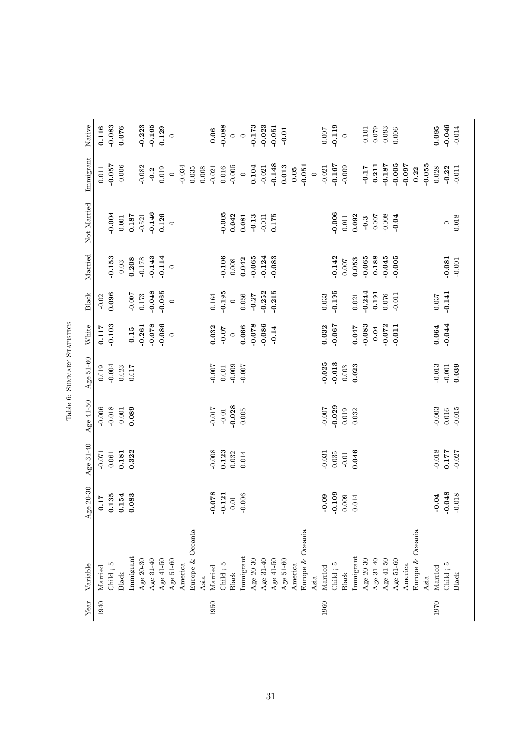Table 6: Summary Statistics

| Year | Variable | Age 20-30 | Age 31-40 | Age 41-50 | Age 51-60 | White | Black | Married | Not Married | Immigrant | Native |
|---|---|---|---|---|---|---|---|---|---|---|---|
| 1940 | Married | **0.17** | -0.071 | -0.006 | 0.019 | **0.117** | -0.02 | | | 0.011 | **0.116** |
| | Child ¡ 5 | **0.135** | 0.061 | -0.018 | -0.004 | **-0.103** | **0.096** | **-0.153** | **-0.004** | **-0.057** | **-0.083** |
| | Black | **0.154** | **0.181** | -0.001 | 0.023 | | | 0.03 | 0.001 | -0.006 | **0.076** |
| | Immigrant | **0.083** | **0.322** | **0.089** | 0.017 | **0.15** | -0.007 | **0.208** | **0.187** | | |
| | Age 20-30 | | | | | **-0.261** | 0.173 | -0.178 | -0.521 | -0.082 | **-0.223** |
| | Age 31-40 | | | | | **-0.078** | **-0.048** | **-0.143** | **-0.146** | **-0.2** | **-0.165** |
| | Age 41-50 | | | | | **-0.086** | **-0.065** | **-0.114** | **0.126** | 0.019 | **0.129** |
| | Age 51-60 | | | | | 0 | 0 | 0 | 0 | 0 | 0 |
| | America | | | | | | | | | -0.034 | |
| | Europe & Oceania | | | | | | | | | 0.035 | |
| | Asia | | | | | | | | | 0.008 | |
| 1950 | Married | **-0.078** | -0.008 | -0.017 | -0.007 | **0.032** | 0.164 | | | -0.021 | **0.06** |
| | Child ¡ 5 | **-0.121** | **0.123** | -0.01 | 0.001 | **-0.07** | **-0.195** | **-0.106** | **-0.005** | 0.016 | **-0.088** |
| | Black | 0.01 | 0.032 | **-0.028** | -0.009 | 0 | 0 | 0.008 | **0.042** | -0.005 | 0 |
| | Immigrant | -0.006 | 0.014 | 0.005 | -0.007 | **0.066** | 0.056 | **0.042** | **0.081** | 0 | 0 |
| | Age 20-30 | | | | | **-0.078** | **-0.27** | **-0.065** | **-0.13** | **0.104** | **-0.173** |
| | Age 31-40 | | | | | **-0.086** | **-0.252** | **-0.124** | -0.011 | -0.021 | **-0.023** |
| | Age 41-50 | | | | | **-0.14** | **-0.215** | **-0.083** | **0.175** | **-0.148** | **-0.051** |
| | Age 51-60 | | | | | | | | | **0.013** | **-0.01** |
| | America | | | | | | | | | **0.05** | |
| | Europe & Oceania | | | | | | | | | **-0.051** | |
| | Asia | | | | | | | | | 0 | |
| 1960 | Married | **-0.09** | -0.031 | -0.007 | **-0.025** | **0.032** | 0.033 | | | -0.021 | 0.007 |
| | Child ¡ 5 | **-0.109** | 0.035 | **-0.029** | **-0.013** | **-0.067** | **-0.195** | **-0.142** | **-0.006** | **-0.167** | **-0.119** |
| | Black | 0.009 | -0.01 | 0.019 | 0.003 | | | 0.007 | 0.011 | -0.009 | 0 |
| | Immigrant | 0.014 | **0.046** | 0.032 | **0.023** | **0.047** | 0.021 | **0.053** | **0.092** | | |
| | Age 20-30 | | | | | **-0.083** | **-0.244** | **-0.065** | **-0.3** | **-0.17** | -0.101 |
| | Age 31-40 | | | | | **-0.04** | **-0.191** | **-0.188** | -0.007 | **-0.211** | -0.079 |
| | Age 41-50 | | | | | **-0.072** | 0.076 | **-0.045** | -0.008 | **-0.187** | -0.093 |
| | Age 51-60 | | | | | **-0.011** | -0.011 | **-0.005** | **-0.04** | **-0.005** | 0.006 |
| | America | | | | | | | | | **-0.097** | |
| | Europe & Oceania | | | | | | | | | **0.22** | |
| | Asia | | | | | | | | | **-0.055** | |
| 1970 | Married | **-0.04** | -0.018 | -0.003 | -0.013 | **0.064** | 0.037 | | | 0.028 | **0.095** |
| | Child ¡ 5 | **-0.048** | **0.177** | 0.016 | -0.001 | **-0.044** | **-0.141** | **-0.081** | 0 | **-0.22** | **-0.046** |
| | Black | -0.018 | -0.027 | -0.015 | **0.039** | | | -0.001 | 0.018 | -0.011 | -0.014 |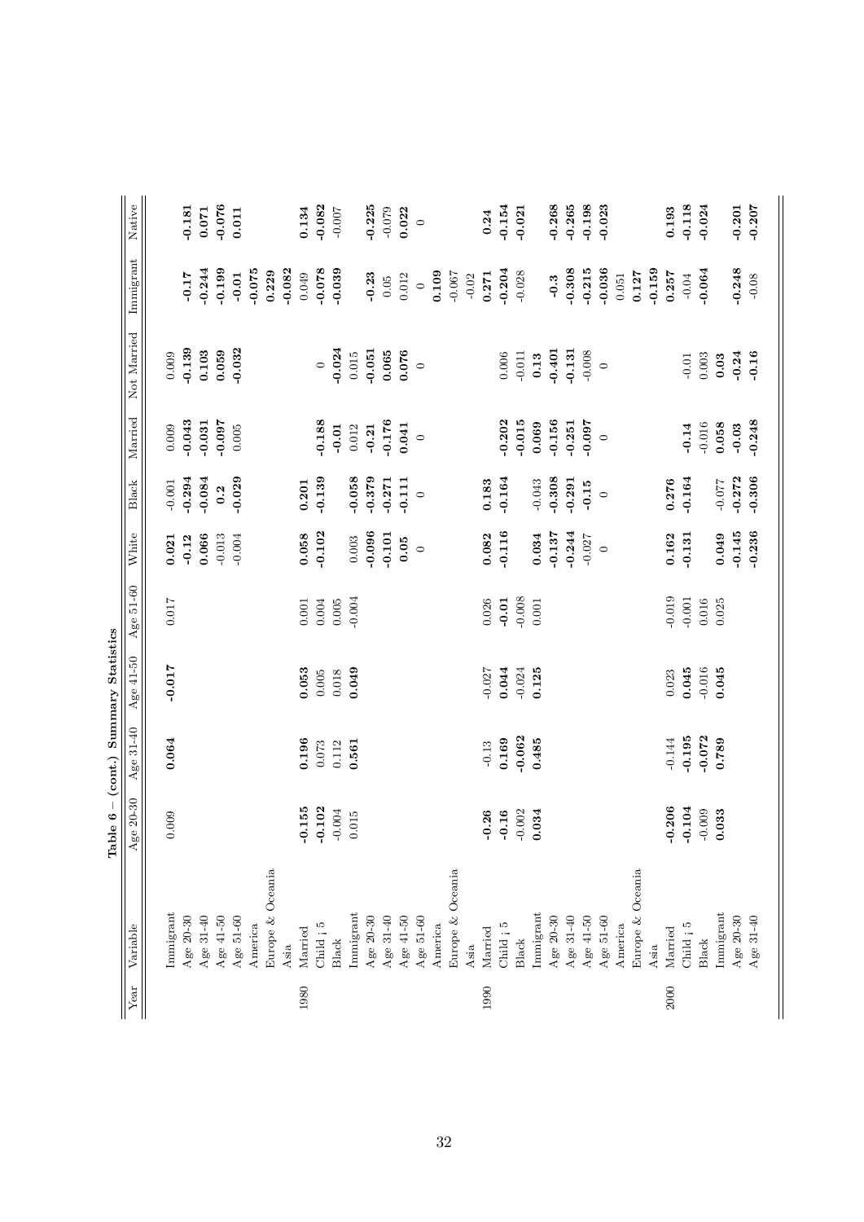**Table 6 – (cont.) Summary Statistics**

| Year | Variable | Age 20-30 | Age 31-40 | Age 41-50 | Age 51-60 | White | Black | Married | Not Married | Immigrant | Native |
|---|---|---|---|---|---|---|---|---|---|---|---|
| | Immigrant | 0.009 | **0.064** | **-0.017** | 0.017 | **0.021** | -0.001 | 0.009 | 0.009 | | |
| | Age 20-30 | | | | | **-0.12** | **-0.294** | **-0.043** | **-0.139** | **-0.17** | **-0.181** |
| | Age 31-40 | | | | | **0.066** | **-0.084** | **-0.031** | **0.103** | **-0.244** | **0.071** |
| | Age 41-50 | | | | | -0.013 | **0.2** | **-0.097** | **0.059** | **-0.199** | **-0.076** |
| | Age 51-60 | | | | | -0.004 | **-0.029** | 0.005 | **-0.032** | **-0.01** | **0.011** |
| | America | | | | | | | | | **-0.075** | |
| | Europe & Oceania | | | | | | | | | **0.229** | |
| | Asia | | | | | | | | | **-0.082** | |
| 1980 | Married | **-0.155** | **0.196** | **0.053** | 0.001 | **0.058** | **0.201** | | | 0.049 | **0.134** |
| | Child ¡ 5 | **-0.102** | 0.073 | 0.005 | 0.004 | **-0.102** | **-0.139** | **-0.188** | 0 | **-0.078** | **-0.082** |
| | Black | -0.004 | 0.112 | 0.018 | 0.005 | | | **-0.01** | **-0.024** | **-0.039** | -0.007 |
| | Immigrant | 0.015 | **0.561** | **0.049** | -0.004 | 0.003 | **-0.058** | 0.012 | 0.015 | | |
| | Age 20-30 | | | | | **-0.096** | **-0.379** | **-0.21** | **-0.051** | **-0.23** | **-0.225** |
| | Age 31-40 | | | | | **-0.101** | **-0.271** | **-0.176** | **0.065** | 0.05 | -0.079 |
| | Age 41-50 | | | | | **0.05** | **-0.111** | **0.041** | **0.076** | 0.012 | **0.022** |
| | Age 51-60 | | | | | 0 | 0 | 0 | 0 | 0 | 0 |
| | America | | | | | | | | | **0.109** | |
| | Europe & Oceania | | | | | | | | | -0.067 | |
| | Asia | | | | | | | | | -0.02 | |
| 1990 | Married | **-0.26** | -0.13 | -0.027 | 0.026 | **0.082** | **0.183** | | | **0.271** | **0.24** |
| | Child ¡ 5 | **-0.16** | **0.169** | **0.044** | **-0.01** | **-0.116** | **-0.164** | **-0.202** | 0.006 | **-0.204** | **-0.154** |
| | Black | -0.002 | **-0.062** | -0.024 | -0.008 | | | **-0.015** | -0.011 | -0.028 | **-0.021** |
| | Immigrant | **0.034** | **0.485** | **0.125** | 0.001 | **0.034** | -0.043 | **0.069** | **0.13** | | |
| | Age 20-30 | | | | | **-0.137** | **-0.308** | **-0.156** | **-0.401** | **-0.3** | **-0.268** |
| | Age 31-40 | | | | | **-0.244** | **-0.291** | **-0.251** | **-0.131** | **-0.308** | **-0.265** |
| | Age 41-50 | | | | | -0.027 | **-0.15** | **-0.097** | -0.008 | **-0.215** | **-0.198** |
| | Age 51-60 | | | | | 0 | 0 | 0 | 0 | **-0.036** | **-0.023** |
| | America | | | | | | | | | 0.051 | |
| | Europe & Oceania | | | | | | | | | **0.127** | |
| | Asia | | | | | | | | | **-0.159** | |
| 2000 | Married | **-0.206** | -0.144 | 0.023 | -0.019 | **0.162** | **0.276** | | | **0.257** | **0.193** |
| | Child ¡ 5 | **-0.104** | **-0.195** | **0.045** | -0.001 | **-0.131** | **-0.164** | **-0.14** | -0.01 | -0.04 | **-0.118** |
| | Black | -0.009 | **-0.072** | -0.016 | 0.016 | | | -0.016 | 0.003 | **-0.064** | **-0.024** |
| | Immigrant | **0.033** | **0.789** | **0.045** | 0.025 | **0.049** | -0.077 | **0.058** | **0.03** | | |
| | Age 20-30 | | | | | **-0.145** | **-0.272** | **-0.03** | **-0.24** | **-0.248** | **-0.201** |
| | Age 31-40 | | | | | **-0.236** | **-0.306** | **-0.248** | **-0.16** | -0.08 | **-0.207** |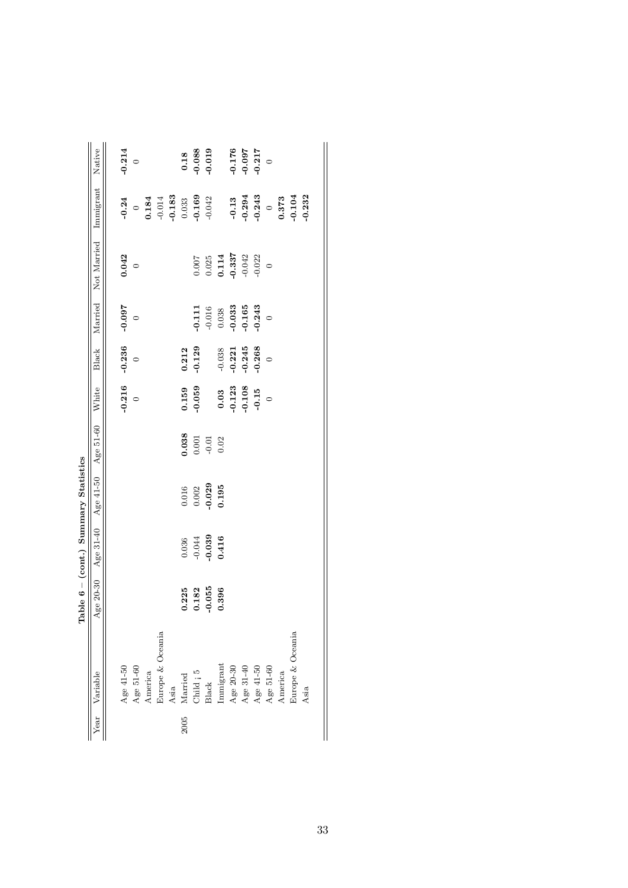**Table 6 – (cont.) Summary Statistics**

| Year | Variable | Age 20-30 | Age 31-40 | Age 41-50 | Age 51-60 | White | Black | Married | Not Married | Immigrant | Native |
|---|---|---|---|---|---|---|---|---|---|---|---|
| | Age 41-50 | | | | | **-0.216** | **-0.236** | **-0.097** | **0.042** | **-0.24** | **-0.214** |
| | Age 51-60 | | | | | 0 | 0 | 0 | 0 | 0 | 0 |
| | America | | | | | | | | | **0.184** | |
| | Europe & Oceania | | | | | | | | | -0.014 | |
| | Asia | | | | | | | | | **-0.183** | |
| 2005 | Married | **0.225** | 0.036 | 0.016 | **0.038** | **0.159** | **0.212** | | | 0.033 | **0.18** |
| | Child ¡ 5 | **0.182** | -0.044 | 0.002 | 0.001 | **-0.059** | **-0.129** | **-0.111** | 0.007 | **-0.169** | **-0.088** |
| | Black | **-0.055** | **-0.039** | **-0.029** | -0.01 | | | -0.016 | 0.025 | -0.042 | **-0.019** |
| | Immigrant | **0.396** | **0.416** | **0.195** | 0.02 | **0.03** | -0.038 | 0.038 | **0.114** | | |
| | Age 20-30 | | | | | **-0.123** | **-0.221** | **-0.033** | **-0.337** | **-0.13** | **-0.176** |
| | Age 31-40 | | | | | **-0.108** | **-0.245** | **-0.165** | -0.042 | **-0.294** | **-0.097** |
| | Age 41-50 | | | | | **-0.15** | **-0.268** | **-0.243** | -0.022 | **-0.243** | **-0.217** |
| | Age 51-60 | | | | | 0 | 0 | 0 | 0 | 0 | 0 |
| | America | | | | | | | | | **0.373** | |
| | Europe & Oceania | | | | | | | | | **-0.104** | |
| | Asia | | | | | | | | | **-0.232** | |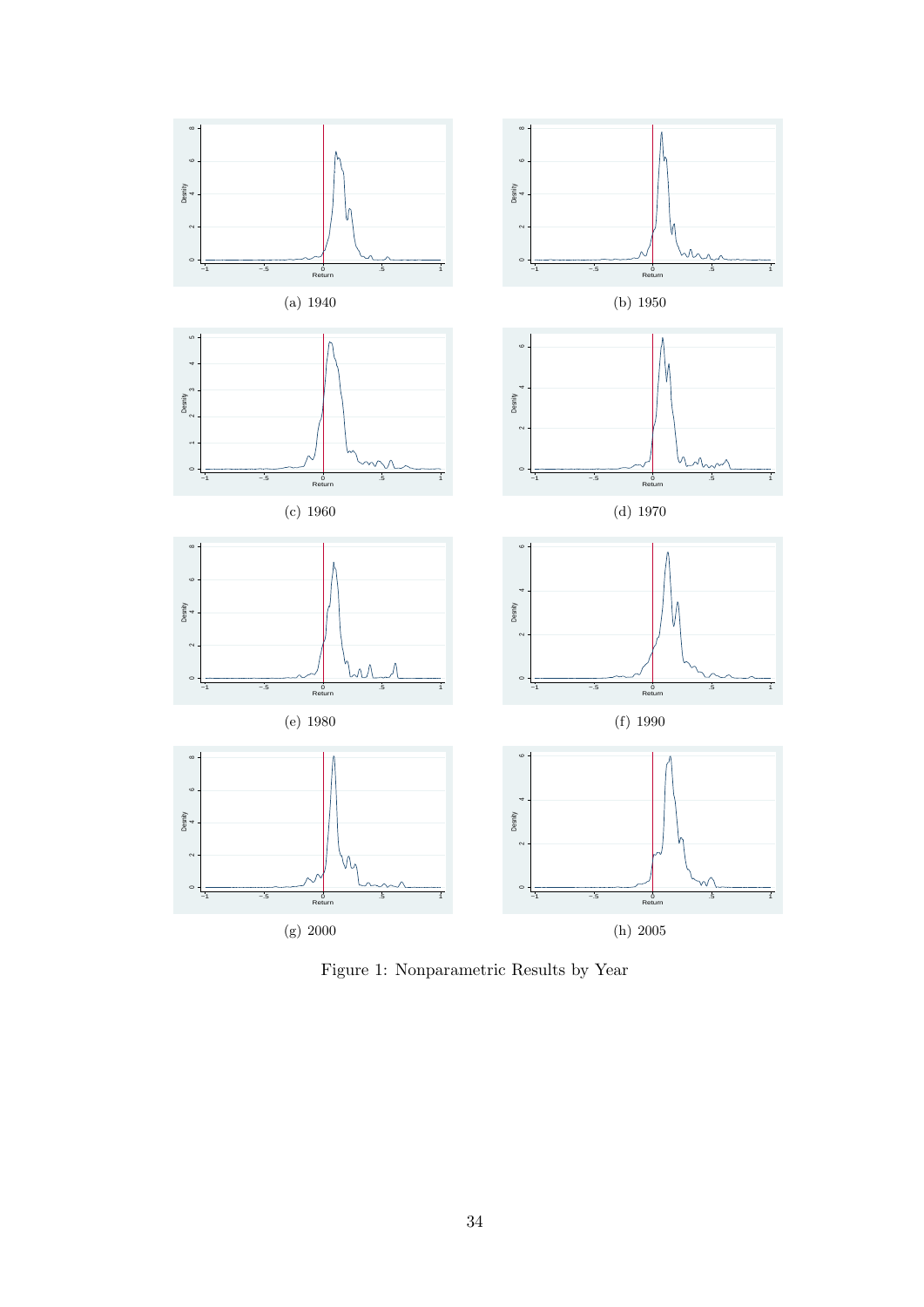(a) 1940

(b) 1950

(c) 1960

(d) 1970

(e) 1980

(f) 1990

(g) 2000

(h) 2005

Figure 1: Nonparametric Results by Year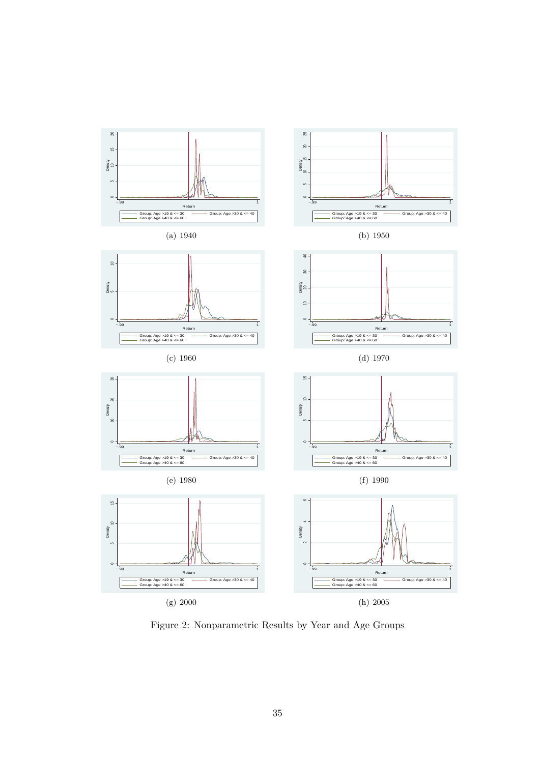(a) 1940

(b) 1950

(c) 1960

(d) 1970

(e) 1980

(f) 1990

(g) 2000

(h) 2005

Figure 2: Nonparametric Results by Year and Age Groups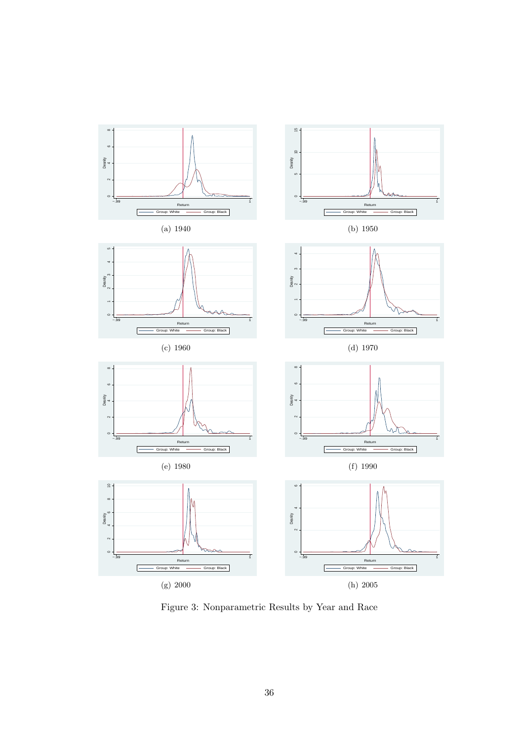(a) 1940

(b) 1950

(c) 1960

(d) 1970

(e) 1980

(f) 1990

(g) 2000

(h) 2005

Figure 3: Nonparametric Results by Year and Race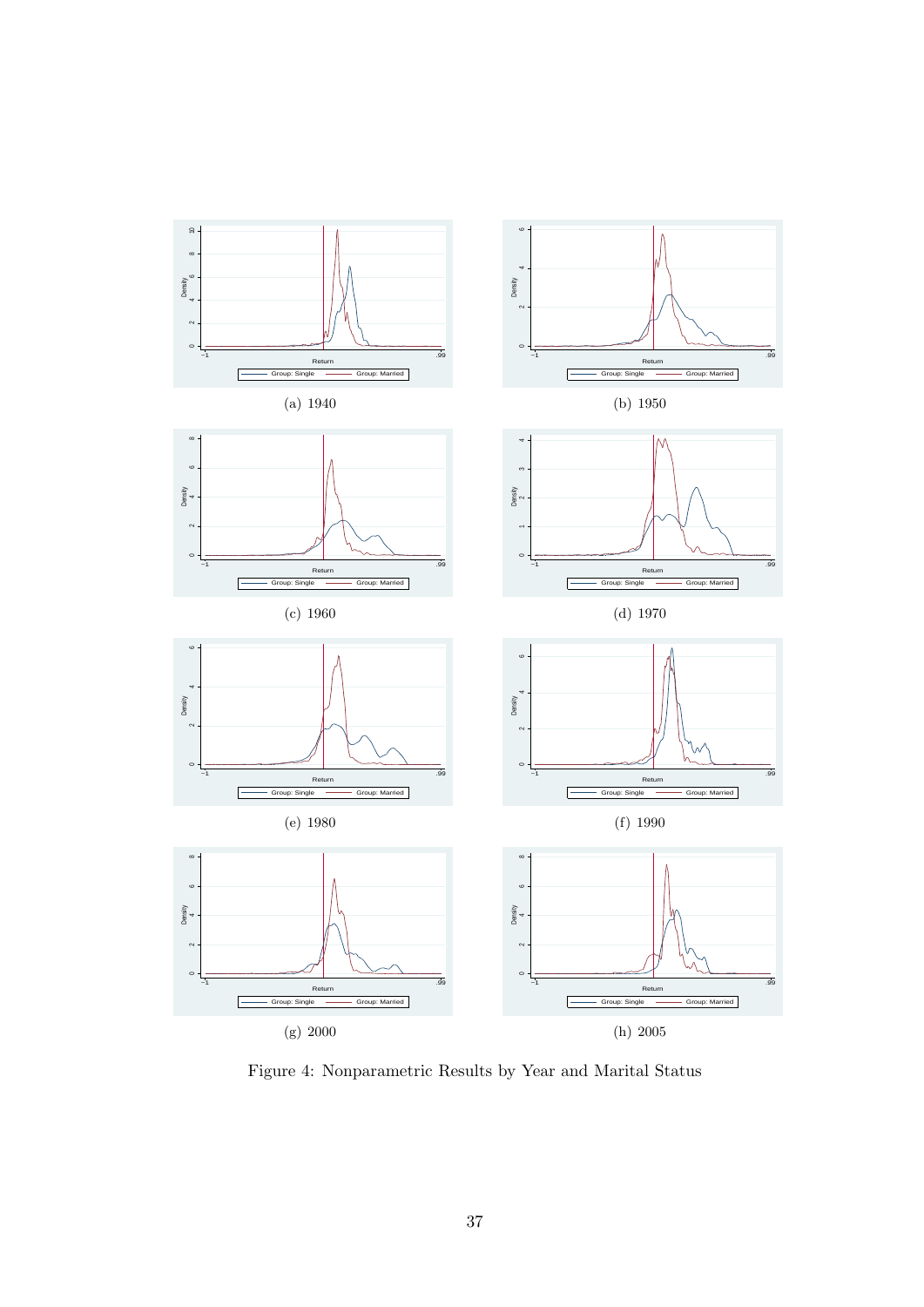(a) 1940

(b) 1950

(c) 1960

(d) 1970

(e) 1980

(f) 1990

(g) 2000

(h) 2005

Figure 4: Nonparametric Results by Year and Marital Status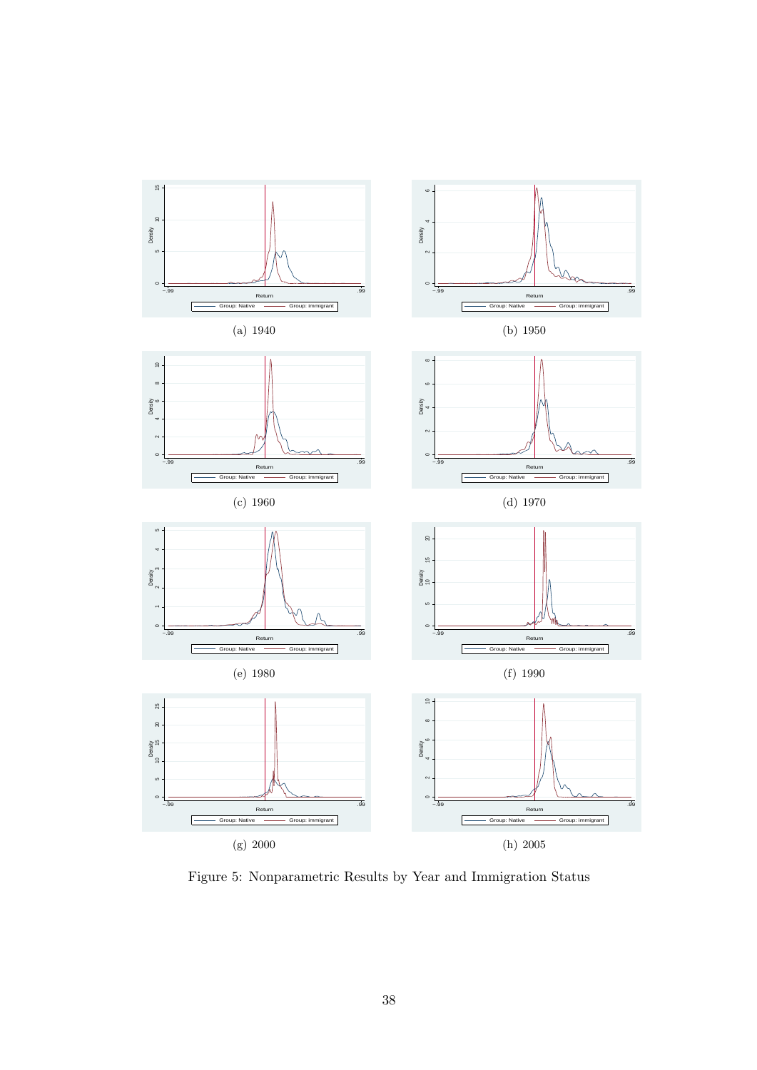Density

Return

Group: Native Group: immigrant

(a) 1940

(b) 1950

(c) 1960

(d) 1970

(e) 1980

(f) 1990

(g) 2000

(h) 2005

Figure 5: Nonparametric Results by Year and Immigration Status